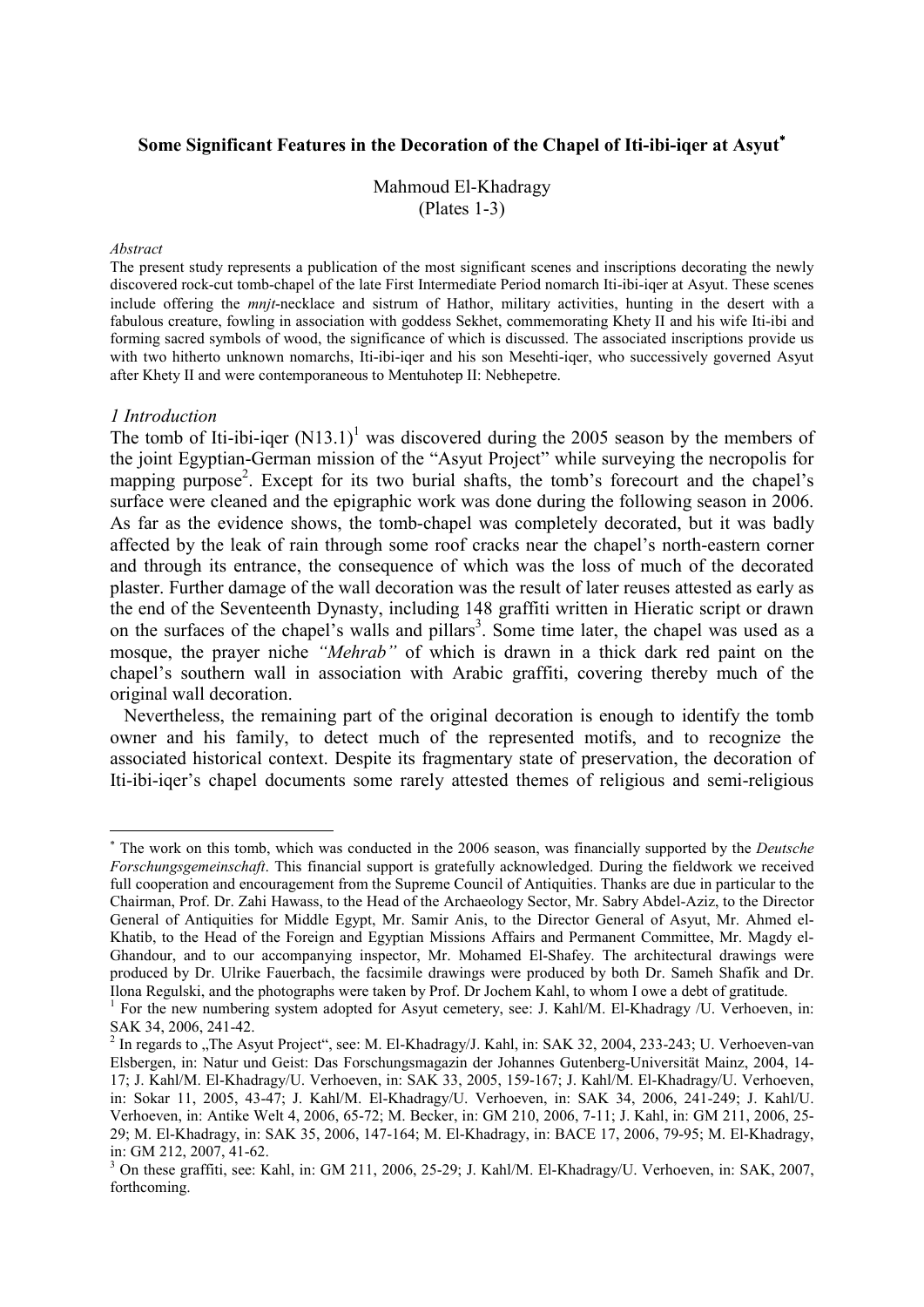# Some Significant Features in the Decoration of the Chapel of Iti-ibi-iqer at Asyut[*]

Mahmoud El-Khadragy
(Plates 1-3)

*Abstract*

The present study represents a publication of the most significant scenes and inscriptions decorating the newly discovered rock-cut tomb-chapel of the late First Intermediate Period nomarch Iti-ibi-iqer at Asyut. These scenes include offering the *mnjt*-necklace and sistrum of Hathor, military activities, hunting in the desert with a fabulous creature, fowling in association with goddess Sekhet, commemorating Khety II and his wife Iti-ibi and forming sacred symbols of wood, the significance of which is discussed. The associated inscriptions provide us with two hitherto unknown nomarchs, Iti-ibi-iqer and his son Mesehti-iqer, who successively governed Asyut after Khety II and were contemporaneous to Mentuhotep II: Nebhepetre.

## *1 Introduction*

The tomb of Iti-ibi-iqer (N13.1)[1] was discovered during the 2005 season by the members of the joint Egyptian-German mission of the "Asyut Project" while surveying the necropolis for mapping purpose[2]. Except for its two burial shafts, the tomb's forecourt and the chapel's surface were cleaned and the epigraphic work was done during the following season in 2006. As far as the evidence shows, the tomb-chapel was completely decorated, but it was badly affected by the leak of rain through some roof cracks near the chapel's north-eastern corner and through its entrance, the consequence of which was the loss of much of the decorated plaster. Further damage of the wall decoration was the result of later reuses attested as early as the end of the Seventeenth Dynasty, including 148 graffiti written in Hieratic script or drawn on the surfaces of the chapel's walls and pillars[3]. Some time later, the chapel was used as a mosque, the prayer niche *"Mehrab"* of which is drawn in a thick dark red paint on the chapel's southern wall in association with Arabic graffiti, covering thereby much of the original wall decoration.

Nevertheless, the remaining part of the original decoration is enough to identify the tomb owner and his family, to detect much of the represented motifs, and to recognize the associated historical context. Despite its fragmentary state of preservation, the decoration of Iti-ibi-iqer's chapel documents some rarely attested themes of religious and semi-religious

---

[*] The work on this tomb, which was conducted in the 2006 season, was financially supported by the *Deutsche Forschungsgemeinschaft*. This financial support is gratefully acknowledged. During the fieldwork we received full cooperation and encouragement from the Supreme Council of Antiquities. Thanks are due in particular to the Chairman, Prof. Dr. Zahi Hawass, to the Head of the Archaeology Sector, Mr. Sabry Abdel-Aziz, to the Director General of Antiquities for Middle Egypt, Mr. Samir Anis, to the Director General of Asyut, Mr. Ahmed el-Khatib, to the Head of the Foreign and Egyptian Missions Affairs and Permanent Committee, Mr. Magdy el-Ghandour, and to our accompanying inspector, Mr. Mohamed El-Shafey. The architectural drawings were produced by Dr. Ulrike Fauerbach, the facsimile drawings were produced by both Dr. Sameh Shafik and Dr. Ilona Regulski, and the photographs were taken by Prof. Dr Jochem Kahl, to whom I owe a debt of gratitude.

[1] For the new numbering system adopted for Asyut cemetery, see: J. Kahl/M. El-Khadragy /U. Verhoeven, in: SAK 34, 2006, 241-42.

[2] In regards to „The Asyut Project", see: M. El-Khadragy/J. Kahl, in: SAK 32, 2004, 233-243; U. Verhoeven-van Elsbergen, in: Natur und Geist: Das Forschungsmagazin der Johannes Gutenberg-Universität Mainz, 2004, 14-17; J. Kahl/M. El-Khadragy/U. Verhoeven, in: SAK 33, 2005, 159-167; J. Kahl/M. El-Khadragy/U. Verhoeven, in: Sokar 11, 2005, 43-47; J. Kahl/M. El-Khadragy/U. Verhoeven, in: SAK 34, 2006, 241-249; J. Kahl/U. Verhoeven, in: Antike Welt 4, 2006, 65-72; M. Becker, in: GM 210, 2006, 7-11; J. Kahl, in: GM 211, 2006, 25-29; M. El-Khadragy, in: SAK 35, 2006, 147-164; M. El-Khadragy, in: BACE 17, 2006, 79-95; M. El-Khadragy, in: GM 212, 2007, 41-62.

[3] On these graffiti, see: Kahl, in: GM 211, 2006, 25-29; J. Kahl/M. El-Khadragy/U. Verhoeven, in: SAK, 2007, forthcoming.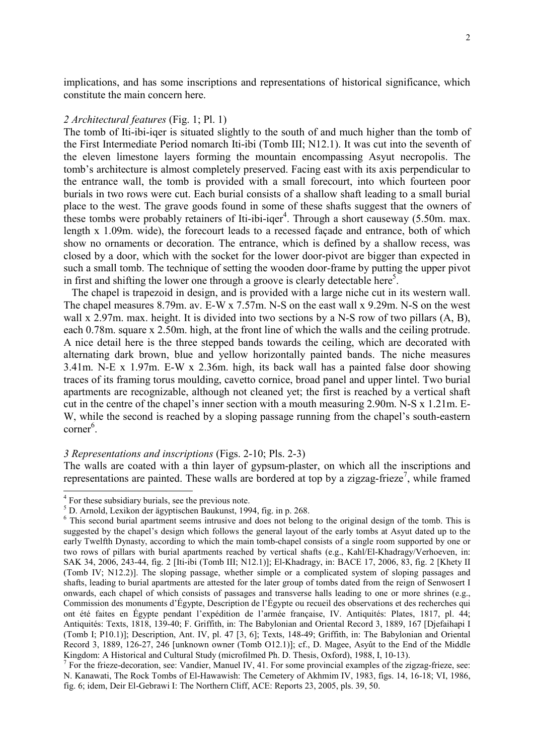implications, and has some inscriptions and representations of historical significance, which constitute the main concern here.

*2 Architectural features* (Fig. 1; Pl. 1)

The tomb of Iti-ibi-iqer is situated slightly to the south of and much higher than the tomb of the First Intermediate Period nomarch Iti-ibi (Tomb III; N12.1). It was cut into the seventh of the eleven limestone layers forming the mountain encompassing Asyut necropolis. The tomb's architecture is almost completely preserved. Facing east with its axis perpendicular to the entrance wall, the tomb is provided with a small forecourt, into which fourteen poor burials in two rows were cut. Each burial consists of a shallow shaft leading to a small burial place to the west. The grave goods found in some of these shafts suggest that the owners of these tombs were probably retainers of Iti-ibi-iqer[4]. Through a short causeway (5.50m. max. length x 1.09m. wide), the forecourt leads to a recessed façade and entrance, both of which show no ornaments or decoration. The entrance, which is defined by a shallow recess, was closed by a door, which with the socket for the lower door-pivot are bigger than expected in such a small tomb. The technique of setting the wooden door-frame by putting the upper pivot in first and shifting the lower one through a groove is clearly detectable here[5].

The chapel is trapezoid in design, and is provided with a large niche cut in its western wall. The chapel measures 8.79m. av. E-W x 7.57m. N-S on the east wall x 9.29m. N-S on the west wall x 2.97m. max. height. It is divided into two sections by a N-S row of two pillars (A, B), each 0.78m. square x 2.50m. high, at the front line of which the walls and the ceiling protrude. A nice detail here is the three stepped bands towards the ceiling, which are decorated with alternating dark brown, blue and yellow horizontally painted bands. The niche measures 3.41m. N-E x 1.97m. E-W x 2.36m. high, its back wall has a painted false door showing traces of its framing torus moulding, cavetto cornice, broad panel and upper lintel. Two burial apartments are recognizable, although not cleaned yet; the first is reached by a vertical shaft cut in the centre of the chapel's inner section with a mouth measuring 2.90m. N-S x 1.21m. E-W, while the second is reached by a sloping passage running from the chapel's south-eastern corner[6].

*3 Representations and inscriptions* (Figs. 2-10; Pls. 2-3)

The walls are coated with a thin layer of gypsum-plaster, on which all the inscriptions and representations are painted. These walls are bordered at top by a zigzag-frieze[7], while framed

---

[4] For these subsidiary burials, see the previous note.

[5] D. Arnold, Lexikon der ägyptischen Baukunst, 1994, fig. in p. 268.

[6] This second burial apartment seems intrusive and does not belong to the original design of the tomb. This is suggested by the chapel's design which follows the general layout of the early tombs at Asyut dated up to the early Twelfth Dynasty, according to which the main tomb-chapel consists of a single room supported by one or two rows of pillars with burial apartments reached by vertical shafts (e.g., Kahl/El-Khadragy/Verhoeven, in: SAK 34, 2006, 243-44, fig. 2 [Iti-ibi (Tomb III; N12.1)]; El-Khadragy, in: BACE 17, 2006, 83, fig. 2 [Khety II (Tomb IV; N12.2)]. The sloping passage, whether simple or a complicated system of sloping passages and shafts, leading to burial apartments are attested for the later group of tombs dated from the reign of Senwosert I onwards, each chapel of which consists of passages and transverse halls leading to one or more shrines (e.g., Commission des monuments d'Égypte, Description de l'Égypte ou recueil des observations et des recherches qui ont été faites en Égypte pendant l'expédition de l'armée française, IV. Antiquités: Plates, 1817, pl. 44; Antiquités: Texts, 1818, 139-40; F. Griffith, in: The Babylonian and Oriental Record 3, 1889, 167 [Djefaihapi I (Tomb I; P10.1)]; Description, Ant. IV, pl. 47 [3, 6]; Texts, 148-49; Griffith, in: The Babylonian and Oriental Record 3, 1889, 126-27, 246 [unknown owner (Tomb O12.1)]; cf., D. Magee, Asyût to the End of the Middle Kingdom: A Historical and Cultural Study (microfilmed Ph. D. Thesis, Oxford), 1988, I, 10-13).

[7] For the frieze-decoration, see: Vandier, Manuel IV, 41. For some provincial examples of the zigzag-frieze, see: N. Kanawati, The Rock Tombs of El-Hawawish: The Cemetery of Akhmim IV, 1983, figs. 14, 16-18; VI, 1986, fig. 6; idem, Deir El-Gebrawi I: The Northern Cliff, ACE: Reports 23, 2005, pls. 39, 50.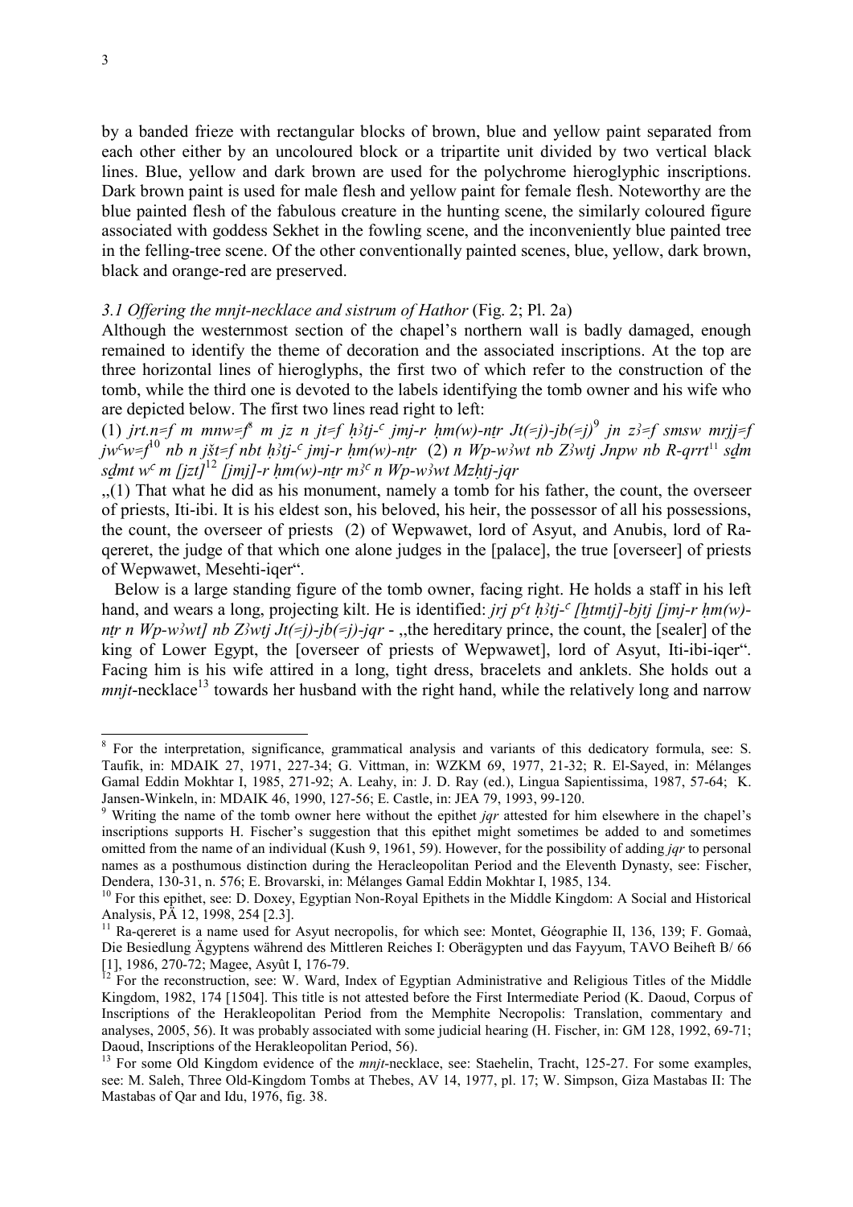by a banded frieze with rectangular blocks of brown, blue and yellow paint separated from each other either by an uncoloured block or a tripartite unit divided by two vertical black lines. Blue, yellow and dark brown are used for the polychrome hieroglyphic inscriptions. Dark brown paint is used for male flesh and yellow paint for female flesh. Noteworthy are the blue painted flesh of the fabulous creature in the hunting scene, the similarly coloured figure associated with goddess Sekhet in the fowling scene, and the inconveniently blue painted tree in the felling-tree scene. Of the other conventionally painted scenes, blue, yellow, dark brown, black and orange-red are preserved.

### *3.1 Offering the mnjt-necklace and sistrum of Hathor* (Fig. 2; Pl. 2a)

Although the westernmost section of the chapel's northern wall is badly damaged, enough remained to identify the theme of decoration and the associated inscriptions. At the top are three horizontal lines of hieroglyphs, the first two of which refer to the construction of the tomb, while the third one is devoted to the labels identifying the tomb owner and his wife who are depicted below. The first two lines read right to left:

(1) *jrt.n=f m mnw=f*[8] *m jz n jt=f ḥ3tj-ʿ jmj-r ḥm(w)-nṯr Jt(=j)-jb(=j)*[9] *jn z3=f smsw mrjj=f jwʿw=f*[10] *nb n jšt=f nbt ḥ3tj-ʿ jmj-r ḥm(w)-nṯr* (2) *n Wp-w3wt nb Z3wtj Jnpw nb R-qrrt*[11] *sḏm sḏmt wʿ m [jzt]*[12] *[jmj]-r ḥm(w)-nṯr m3ʿ n Wp-w3wt Mzḥtj-jqr*

„(1) That what he did as his monument, namely a tomb for his father, the count, the overseer of priests, Iti-ibi. It is his eldest son, his beloved, his heir, the possessor of all his possessions, the count, the overseer of priests (2) of Wepwawet, lord of Asyut, and Anubis, lord of Ra-qereret, the judge of that which one alone judges in the [palace], the true [overseer] of priests of Wepwawet, Mesehti-iqer".

Below is a large standing figure of the tomb owner, facing right. He holds a staff in his left hand, and wears a long, projecting kilt. He is identified: *jrj pʿt ḥ3tj-ʿ [ḫtmtj]-bjtj [jmj-r ḥm(w)-nṯr n Wp-w3wt] nb Z3wtj Jt(=j)-jb(=j)-jqr* - „the hereditary prince, the count, the [sealer] of the king of Lower Egypt, the [overseer of priests of Wepwawet], lord of Asyut, Iti-ibi-iqer". Facing him is his wife attired in a long, tight dress, bracelets and anklets. She holds out a *mnjt*-necklace[13] towards her husband with the right hand, while the relatively long and narrow

---

[8] For the interpretation, significance, grammatical analysis and variants of this dedicatory formula, see: S. Taufik, in: MDAIK 27, 1971, 227-34; G. Vittman, in: WZKM 69, 1977, 21-32; R. El-Sayed, in: Mélanges Gamal Eddin Mokhtar I, 1985, 271-92; A. Leahy, in: J. D. Ray (ed.), Lingua Sapientissima, 1987, 57-64; K. Jansen-Winkeln, in: MDAIK 46, 1990, 127-56; E. Castle, in: JEA 79, 1993, 99-120.

[9] Writing the name of the tomb owner here without the epithet *jqr* attested for him elsewhere in the chapel's inscriptions supports H. Fischer's suggestion that this epithet might sometimes be added to and sometimes omitted from the name of an individual (Kush 9, 1961, 59). However, for the possibility of adding *jqr* to personal names as a posthumous distinction during the Heracleopolitan Period and the Eleventh Dynasty, see: Fischer, Dendera, 130-31, n. 576; E. Brovarski, in: Mélanges Gamal Eddin Mokhtar I, 1985, 134.

[10] For this epithet, see: D. Doxey, Egyptian Non-Royal Epithets in the Middle Kingdom: A Social and Historical Analysis, PÄ 12, 1998, 254 [2.3].

[11] Ra-qereret is a name used for Asyut necropolis, for which see: Montet, Géographie II, 136, 139; F. Gomaà, Die Besiedlung Ägyptens während des Mittleren Reiches I: Oberägypten und das Fayyum, TAVO Beiheft B/ 66 [1], 1986, 270-72; Magee, Asyût I, 176-79.

[12] For the reconstruction, see: W. Ward, Index of Egyptian Administrative and Religious Titles of the Middle Kingdom, 1982, 174 [1504]. This title is not attested before the First Intermediate Period (K. Daoud, Corpus of Inscriptions of the Herakleopolitan Period from the Memphite Necropolis: Translation, commentary and analyses, 2005, 56). It was probably associated with some judicial hearing (H. Fischer, in: GM 128, 1992, 69-71; Daoud, Inscriptions of the Herakleopolitan Period, 56).

[13] For some Old Kingdom evidence of the *mnjt*-necklace, see: Staehelin, Tracht, 125-27. For some examples, see: M. Saleh, Three Old-Kingdom Tombs at Thebes, AV 14, 1977, pl. 17; W. Simpson, Giza Mastabas II: The Mastabas of Qar and Idu, 1976, fig. 38.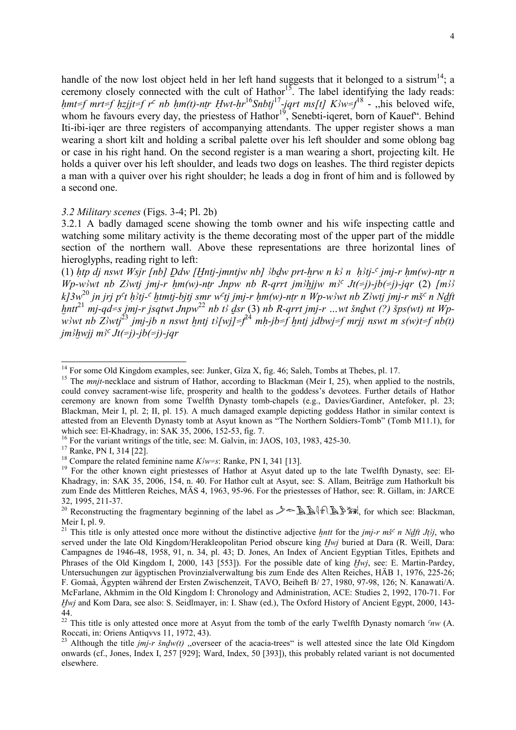handle of the now lost object held in her left hand suggests that it belonged to a sistrum[14]; a ceremony closely connected with the cult of Hathor[15]. The label identifying the lady reads: *ḥmt=f mrt=f ḥzjjt=f rʿ nb ḥm(t)-nṯr Ḥwt-ḥr*[16]*Snbtj*[17]*-jqrt ms[t] K3w=f*[18] - „his beloved wife, whom he favours every day, the priestess of Hathor[19], Senebti-iqeret, born of Kauef". Behind Iti-ibi-iqer are three registers of accompanying attendants. The upper register shows a man wearing a short kilt and holding a scribal palette over his left shoulder and some oblong bag or case in his right hand. On the second register is a man wearing a short, projecting kilt. He holds a quiver over his left shoulder, and leads two dogs on leashes. The third register depicts a man with a quiver over his right shoulder; he leads a dog in front of him and is followed by a second one.

### *3.2 Military scenes* (Figs. 3-4; Pl. 2b)

3.2.1 A badly damaged scene showing the tomb owner and his wife inspecting cattle and watching some military activity is the theme decorating most of the upper part of the middle section of the northern wall. Above these representations are three horizontal lines of hieroglyphs, reading right to left:

(1) *ḥtp dj nswt Wsjr [nb] Ḏdw [Ḫntj-jmntjw nb] 3bḏw prt-ḫrw n k3 n ḥ3tj-ʿ jmj-r ḥm(w)-nṯr n Wp-w3wt nb Z3wtj jmj-r ḥm(w)-nṯr Jnpw nb R-qrrt jm3ḫjjw m3ʿ Jt(=j)-jb(=j)-jqr* (2) *[m33 k]3w*[20] *jn jrj pʿt ḥ3tj-ʿ ḫtmtj-bjtj smr wʿtj jmj-r ḥm(w)-nṯr n Wp-w3wt nb Z3wtj jmj-r mšʿ n Nḏft ḫntt*[21] *mj-qd=s jmj-r jsqtwt Jnpw*[22] *nb t3 ḏsr* (3) *nb R-qrrt jmj-r …wt šnḏwt (?) šps(wt) nt Wp-w3wt nb Z3wtj*[23] *jmj-jb n nswt ḫntj t3[wj]=f*[24] *mḥ-jb=f ḫntj jdbwj=f mrjj nswt m s(w)t=f nb(t) jm3ḫwjj m3ʿ Jt(=j)-jb(=j)-jqr*

---

[14] For some Old Kingdom examples, see: Junker, Gîza X, fig. 46; Saleh, Tombs at Thebes, pl. 17.

[15] The *mnjt*-necklace and sistrum of Hathor, according to Blackman (Meir I, 25), when applied to the nostrils, could convey sacrament-wise life, prosperity and health to the goddess's devotees. Further details of Hathor ceremony are known from some Twelfth Dynasty tomb-chapels (e.g., Davies/Gardiner, Antefoker, pl. 23; Blackman, Meir I, pl. 2; II, pl. 15). A much damaged example depicting goddess Hathor in similar context is attested from an Eleventh Dynasty tomb at Asyut known as "The Northern Soldiers-Tomb" (Tomb M11.1), for which see: El-Khadragy, in: SAK 35, 2006, 152-53, fig. 7.

[16] For the variant writings of the title, see: M. Galvin, in: JAOS, 103, 1983, 425-30.

[17] Ranke, PN I, 314 [22].

[18] Compare the related feminine name *K3w=s*: Ranke, PN I, 341 [13].

[19] For the other known eight priestesses of Hathor at Asyut dated up to the late Twelfth Dynasty, see: El-Khadragy, in: SAK 35, 2006, 154, n. 40. For Hathor cult at Asyut, see: S. Allam, Beiträge zum Hathorkult bis zum Ende des Mittleren Reiches, MÄS 4, 1963, 95-96. For the priestesses of Hathor, see: R. Gillam, in: JARCE 32, 1995, 211-37.

[20] Reconstructing the fragmentary beginning of the label as [hieroglyphs], for which see: Blackman, Meir I, pl. 9.

[21] This title is only attested once more without the distinctive adjective *ḫntt* for the *jmj-r mšʿ n Nḏft Jt3j*, who served under the late Old Kingdom/Herakleopolitan Period obscure king *Ḫwj* buried at Dara (R. Weill, Dara: Campagnes de 1946-48, 1958, 91, n. 34, pl. 43; D. Jones, An Index of Ancient Egyptian Titles, Epithets and Phrases of the Old Kingdom I, 2000, 143 [553]). For the possible date of king *Ḫwj*, see: E. Martin-Pardey, Untersuchungen zur ägyptischen Provinzialverwaltung bis zum Ende des Alten Reiches, HÄB 1, 1976, 225-26; F. Gomaà, Ägypten während der Ersten Zwischenzeit, TAVO, Beiheft B/ 27, 1980, 97-98, 126; N. Kanawati/A. McFarlane, Akhmim in the Old Kingdom I: Chronology and Administration, ACE: Studies 2, 1992, 170-71. For *Ḫwj* and Kom Dara, see also: S. Seidlmayer, in: I. Shaw (ed.), The Oxford History of Ancient Egypt, 2000, 143-44.

[22] This title is only attested once more at Asyut from the tomb of the early Twelfth Dynasty nomarch *ʿnw* (A. Roccati, in: Oriens Antiqvvs 11, 1972, 43).

[23] Although the title *jmj-r šnḏw(t)* „overseer of the acacia-trees" is well attested since the late Old Kingdom onwards (cf., Jones, Index I, 257 [929]; Ward, Index, 50 [393]), this probably related variant is not documented elsewhere.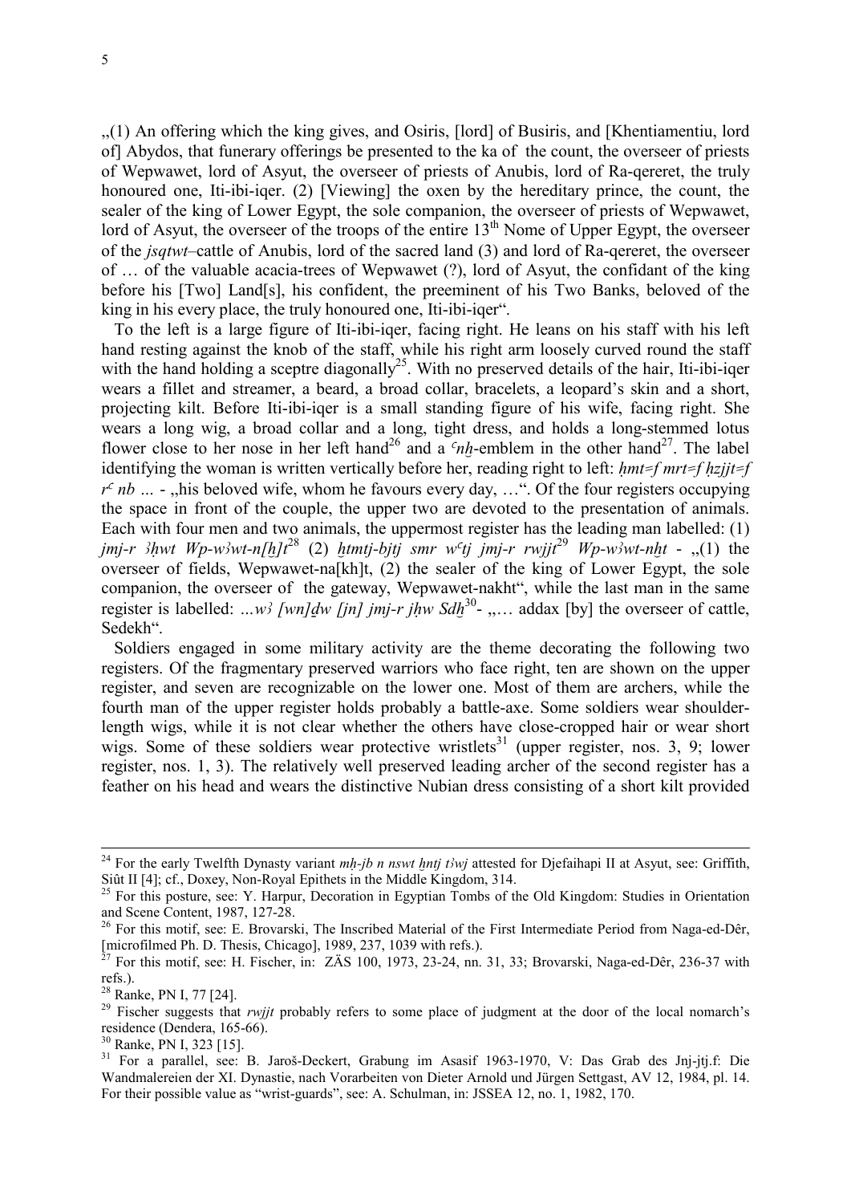„(1) An offering which the king gives, and Osiris, [lord] of Busiris, and [Khentiamentiu, lord of] Abydos, that funerary offerings be presented to the ka of the count, the overseer of priests of Wepwawet, lord of Asyut, the overseer of priests of Anubis, lord of Ra-qereret, the truly honoured one, Iti-ibi-iqer. (2) [Viewing] the oxen by the hereditary prince, the count, the sealer of the king of Lower Egypt, the sole companion, the overseer of priests of Wepwawet, lord of Asyut, the overseer of the troops of the entire 13th Nome of Upper Egypt, the overseer of the *jsqtwt*–cattle of Anubis, lord of the sacred land (3) and lord of Ra-qereret, the overseer of … of the valuable acacia-trees of Wepwawet (?), lord of Asyut, the confidant of the king before his [Two] Land[s], his confident, the preeminent of his Two Banks, beloved of the king in his every place, the truly honoured one, Iti-ibi-iqer".

To the left is a large figure of Iti-ibi-iqer, facing right. He leans on his staff with his left hand resting against the knob of the staff, while his right arm loosely curved round the staff with the hand holding a sceptre diagonally[25]. With no preserved details of the hair, Iti-ibi-iqer wears a fillet and streamer, a beard, a broad collar, bracelets, a leopard's skin and a short, projecting kilt. Before Iti-ibi-iqer is a small standing figure of his wife, facing right. She wears a long wig, a broad collar and a long, tight dress, and holds a long-stemmed lotus flower close to her nose in her left hand[26] and a *ˁnḫ*-emblem in the other hand[27]. The label identifying the woman is written vertically before her, reading right to left: *ḥmt=f mrt=f ḥzjjt=f rˁ nb …* - „his beloved wife, whom he favours every day, …". Of the four registers occupying the space in front of the couple, the upper two are devoted to the presentation of animals. Each with four men and two animals, the uppermost register has the leading man labelled: (1) *jmj-r ꜣḥwt Wp-wꜣwt-n[ḫ]t*[28] (2) *ḫtmtj-bjtj smr wˁtj jmj-r rwjjt*[29] *Wp-wꜣwt-nḫt* - „(1) the overseer of fields, Wepwawet-na[kh]t, (2) the sealer of the king of Lower Egypt, the sole companion, the overseer of the gateway, Wepwawet-nakht", while the last man in the same register is labelled: *…wꜣ [wn]ḏw [jn] jmj-r jḥw Sdḫ*[30]- „… addax [by] the overseer of cattle, Sedekh".

Soldiers engaged in some military activity are the theme decorating the following two registers. Of the fragmentary preserved warriors who face right, ten are shown on the upper register, and seven are recognizable on the lower one. Most of them are archers, while the fourth man of the upper register holds probably a battle-axe. Some soldiers wear shoulder-length wigs, while it is not clear whether the others have close-cropped hair or wear short wigs. Some of these soldiers wear protective wristlets[31] (upper register, nos. 3, 9; lower register, nos. 1, 3). The relatively well preserved leading archer of the second register has a feather on his head and wears the distinctive Nubian dress consisting of a short kilt provided

---

[24] For the early Twelfth Dynasty variant *mḥ-jb n nswt ḫntj tꜣwj* attested for Djefaihapi II at Asyut, see: Griffith, Siût II [4]; cf., Doxey, Non-Royal Epithets in the Middle Kingdom, 314.

[25] For this posture, see: Y. Harpur, Decoration in Egyptian Tombs of the Old Kingdom: Studies in Orientation and Scene Content, 1987, 127-28.

[26] For this motif, see: E. Brovarski, The Inscribed Material of the First Intermediate Period from Naga-ed-Dêr, [microfilmed Ph. D. Thesis, Chicago], 1989, 237, 1039 with refs.).

[27] For this motif, see: H. Fischer, in: ZÄS 100, 1973, 23-24, nn. 31, 33; Brovarski, Naga-ed-Dêr, 236-37 with refs.).

[28] Ranke, PN I, 77 [24].

[29] Fischer suggests that *rwjjt* probably refers to some place of judgment at the door of the local nomarch's residence (Dendera, 165-66).

[30] Ranke, PN I, 323 [15].

[31] For a parallel, see: B. Jaroš-Deckert, Grabung im Asasif 1963-1970, V: Das Grab des Jnj-jtj.f: Die Wandmalereien der XI. Dynastie, nach Vorarbeiten von Dieter Arnold und Jürgen Settgast, AV 12, 1984, pl. 14. For their possible value as "wrist-guards", see: A. Schulman, in: JSSEA 12, no. 1, 1982, 170.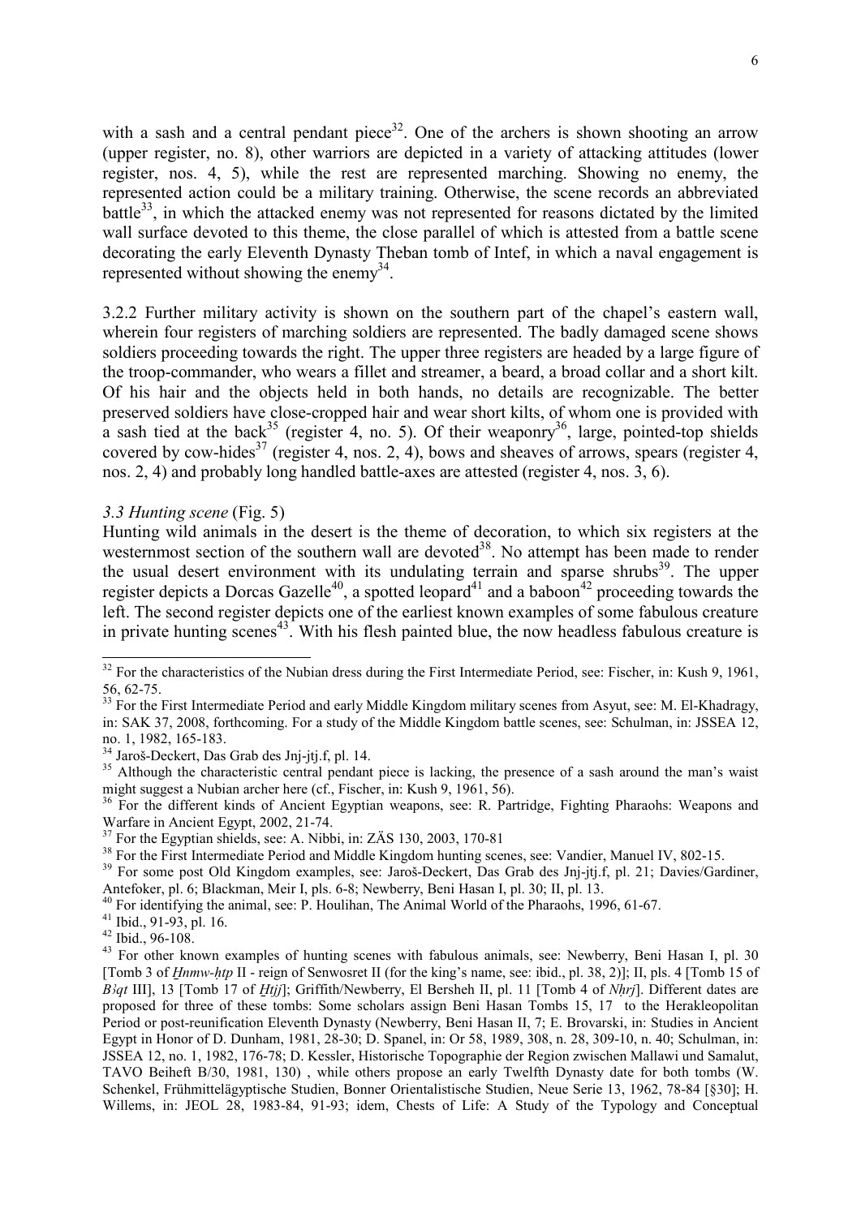with a sash and a central pendant piece[32]. One of the archers is shown shooting an arrow (upper register, no. 8), other warriors are depicted in a variety of attacking attitudes (lower register, nos. 4, 5), while the rest are represented marching. Showing no enemy, the represented action could be a military training. Otherwise, the scene records an abbreviated battle[33], in which the attacked enemy was not represented for reasons dictated by the limited wall surface devoted to this theme, the close parallel of which is attested from a battle scene decorating the early Eleventh Dynasty Theban tomb of Intef, in which a naval engagement is represented without showing the enemy[34].

3.2.2 Further military activity is shown on the southern part of the chapel's eastern wall, wherein four registers of marching soldiers are represented. The badly damaged scene shows soldiers proceeding towards the right. The upper three registers are headed by a large figure of the troop-commander, who wears a fillet and streamer, a beard, a broad collar and a short kilt. Of his hair and the objects held in both hands, no details are recognizable. The better preserved soldiers have close-cropped hair and wear short kilts, of whom one is provided with a sash tied at the back[35] (register 4, no. 5). Of their weaponry[36], large, pointed-top shields covered by cow-hides[37] (register 4, nos. 2, 4), bows and sheaves of arrows, spears (register 4, nos. 2, 4) and probably long handled battle-axes are attested (register 4, nos. 3, 6).

*3.3 Hunting scene* (Fig. 5)

Hunting wild animals in the desert is the theme of decoration, to which six registers at the westernmost section of the southern wall are devoted[38]. No attempt has been made to render the usual desert environment with its undulating terrain and sparse shrubs[39]. The upper register depicts a Dorcas Gazelle[40], a spotted leopard[41] and a baboon[42] proceeding towards the left. The second register depicts one of the earliest known examples of some fabulous creature in private hunting scenes[43]. With his flesh painted blue, the now headless fabulous creature is

---

[32] For the characteristics of the Nubian dress during the First Intermediate Period, see: Fischer, in: Kush 9, 1961, 56, 62-75.

[33] For the First Intermediate Period and early Middle Kingdom military scenes from Asyut, see: M. El-Khadragy, in: SAK 37, 2008, forthcoming. For a study of the Middle Kingdom battle scenes, see: Schulman, in: JSSEA 12, no. 1, 1982, 165-183.

[34] Jaroš-Deckert, Das Grab des Jnj-jtj.f, pl. 14.

[35] Although the characteristic central pendant piece is lacking, the presence of a sash around the man's waist might suggest a Nubian archer here (cf., Fischer, in: Kush 9, 1961, 56).

[36] For the different kinds of Ancient Egyptian weapons, see: R. Partridge, Fighting Pharaohs: Weapons and Warfare in Ancient Egypt, 2002, 21-74.

[37] For the Egyptian shields, see: A. Nibbi, in: ZÄS 130, 2003, 170-81

[38] For the First Intermediate Period and Middle Kingdom hunting scenes, see: Vandier, Manuel IV, 802-15.

[39] For some post Old Kingdom examples, see: Jaroš-Deckert, Das Grab des Jnj-jtj.f, pl. 21; Davies/Gardiner, Antefoker, pl. 6; Blackman, Meir I, pls. 6-8; Newberry, Beni Hasan I, pl. 30; II, pl. 13.

[40] For identifying the animal, see: P. Houlihan, The Animal World of the Pharaohs, 1996, 61-67.

[41] Ibid., 91-93, pl. 16.

[42] Ibid., 96-108.

[43] For other known examples of hunting scenes with fabulous animals, see: Newberry, Beni Hasan I, pl. 30 [Tomb 3 of *Ḫnmw-ḥtp* II - reign of Senwosret II (for the king's name, see: ibid., pl. 38, 2)]; II, pls. 4 [Tomb 15 of *Bꜣqt* III], 13 [Tomb 17 of *Ḫtjj*]; Griffith/Newberry, El Bersheh II, pl. 11 [Tomb 4 of *Nḥrj*]. Different dates are proposed for three of these tombs: Some scholars assign Beni Hasan Tombs 15, 17 to the Herakleopolitan Period or post-reunification Eleventh Dynasty (Newberry, Beni Hasan II, 7; E. Brovarski, in: Studies in Ancient Egypt in Honor of D. Dunham, 1981, 28-30; D. Spanel, in: Or 58, 1989, 308, n. 28, 309-10, n. 40; Schulman, in: JSSEA 12, no. 1, 1982, 176-78; D. Kessler, Historische Topographie der Region zwischen Mallawi und Samalut, TAVO Beiheft B/30, 1981, 130) , while others propose an early Twelfth Dynasty date for both tombs (W. Schenkel, Frühmittelägyptische Studien, Bonner Orientalistische Studien, Neue Serie 13, 1962, 78-84 [§30]; H. Willems, in: JEOL 28, 1983-84, 91-93; idem, Chests of Life: A Study of the Typology and Conceptual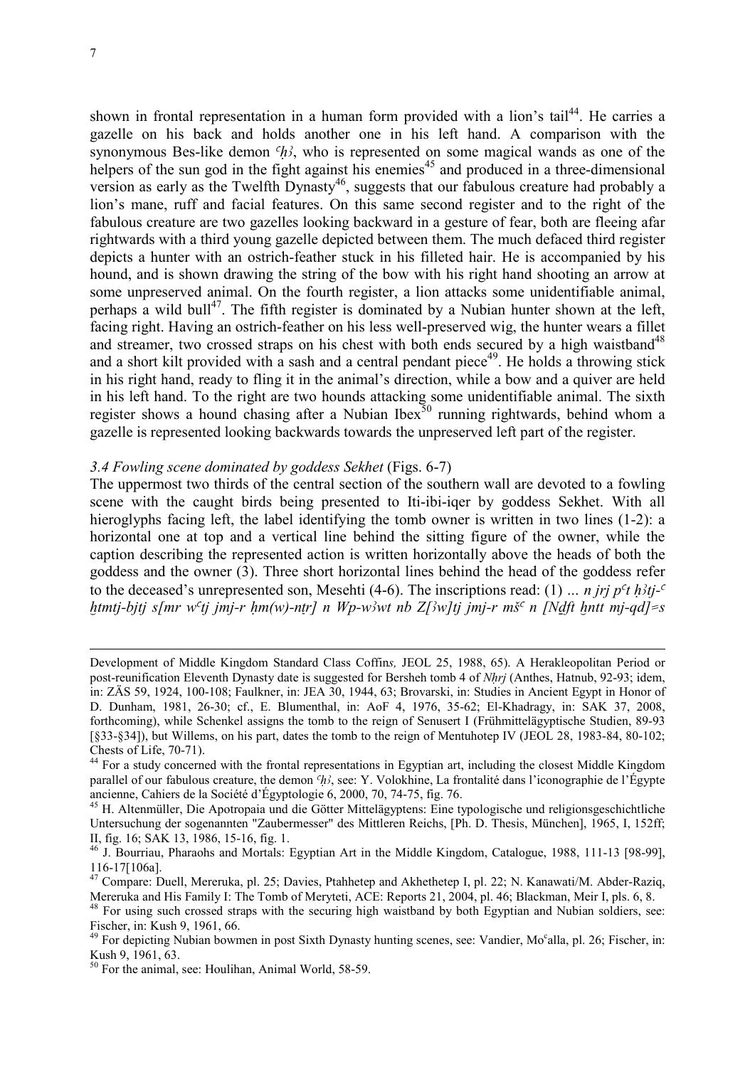shown in frontal representation in a human form provided with a lion's tail[44]. He carries a gazelle on his back and holds another one in his left hand. A comparison with the synonymous Bes-like demon *ʿḥꜣ*, who is represented on some magical wands as one of the helpers of the sun god in the fight against his enemies[45] and produced in a three-dimensional version as early as the Twelfth Dynasty[46], suggests that our fabulous creature had probably a lion's mane, ruff and facial features. On this same second register and to the right of the fabulous creature are two gazelles looking backward in a gesture of fear, both are fleeing afar rightwards with a third young gazelle depicted between them. The much defaced third register depicts a hunter with an ostrich-feather stuck in his filleted hair. He is accompanied by his hound, and is shown drawing the string of the bow with his right hand shooting an arrow at some unpreserved animal. On the fourth register, a lion attacks some unidentifiable animal, perhaps a wild bull[47]. The fifth register is dominated by a Nubian hunter shown at the left, facing right. Having an ostrich-feather on his less well-preserved wig, the hunter wears a fillet and streamer, two crossed straps on his chest with both ends secured by a high waistband[48] and a short kilt provided with a sash and a central pendant piece[49]. He holds a throwing stick in his right hand, ready to fling it in the animal's direction, while a bow and a quiver are held in his left hand. To the right are two hounds attacking some unidentifiable animal. The sixth register shows a hound chasing after a Nubian Ibex[50] running rightwards, behind whom a gazelle is represented looking backwards towards the unpreserved left part of the register.

### *3.4 Fowling scene dominated by goddess Sekhet* (Figs. 6-7)

The uppermost two thirds of the central section of the southern wall are devoted to a fowling scene with the caught birds being presented to Iti-ibi-iqer by goddess Sekhet. With all hieroglyphs facing left, the label identifying the tomb owner is written in two lines (1-2): a horizontal one at top and a vertical line behind the sitting figure of the owner, while the caption describing the represented action is written horizontally above the heads of both the goddess and the owner (3). Three short horizontal lines behind the head of the goddess refer to the deceased's unrepresented son, Mesehti (4-6). The inscriptions read: (1) ... *n jrj pʿt ḥꜣtj-ʿ ḫtmtj-bjtj s[mr wʿtj jmj-r ḥm(w)-nṯr] n Wp-wꜣwt nb Z[ꜣw]tj jmj-r mšʿ n [Nḏft ḫntt mj-qd]=s*

---

Development of Middle Kingdom Standard Class Coffin*s,* JEOL 25, 1988, 65). A Herakleopolitan Period or post-reunification Eleventh Dynasty date is suggested for Bersheh tomb 4 of *Nḥrj* (Anthes, Hatnub, 92-93; idem, in: ZÄS 59, 1924, 100-108; Faulkner, in: JEA 30, 1944, 63; Brovarski, in: Studies in Ancient Egypt in Honor of D. Dunham, 1981, 26-30; cf., E. Blumenthal, in: AoF 4, 1976, 35-62; El-Khadragy, in: SAK 37, 2008, forthcoming), while Schenkel assigns the tomb to the reign of Senusert I (Frühmittelägyptische Studien, 89-93 [§33-§34]), but Willems, on his part, dates the tomb to the reign of Mentuhotep IV (JEOL 28, 1983-84, 80-102; Chests of Life, 70-71).

[44] For a study concerned with the frontal representations in Egyptian art, including the closest Middle Kingdom parallel of our fabulous creature, the demon *ʿḥꜣ*, see: Y. Volokhine, La frontalité dans l'iconographie de l'Égypte ancienne, Cahiers de la Société d'Égyptologie 6, 2000, 70, 74-75, fig. 76.

[45] H. Altenmüller, Die Apotropaia und die Götter Mittelägyptens: Eine typologische und religionsgeschichtliche Untersuchung der sogenannten "Zaubermesser" des Mittleren Reichs, [Ph. D. Thesis, München], 1965, I, 152ff; II, fig. 16; SAK 13, 1986, 15-16, fig. 1.

[46] J. Bourriau, Pharaohs and Mortals: Egyptian Art in the Middle Kingdom, Catalogue, 1988, 111-13 [98-99], 116-17[106a].

[47] Compare: Duell, Mereruka, pl. 25; Davies, Ptahhetep and Akhethetep I, pl. 22; N. Kanawati/M. Abder-Raziq, Mereruka and His Family I: The Tomb of Meryteti, ACE: Reports 21, 2004, pl. 46; Blackman, Meir I, pls. 6, 8.

[48] For using such crossed straps with the securing high waistband by both Egyptian and Nubian soldiers, see: Fischer, in: Kush 9, 1961, 66.

[49] For depicting Nubian bowmen in post Sixth Dynasty hunting scenes, see: Vandier, Moʿalla, pl. 26; Fischer, in: Kush 9, 1961, 63.

[50] For the animal, see: Houlihan, Animal World, 58-59.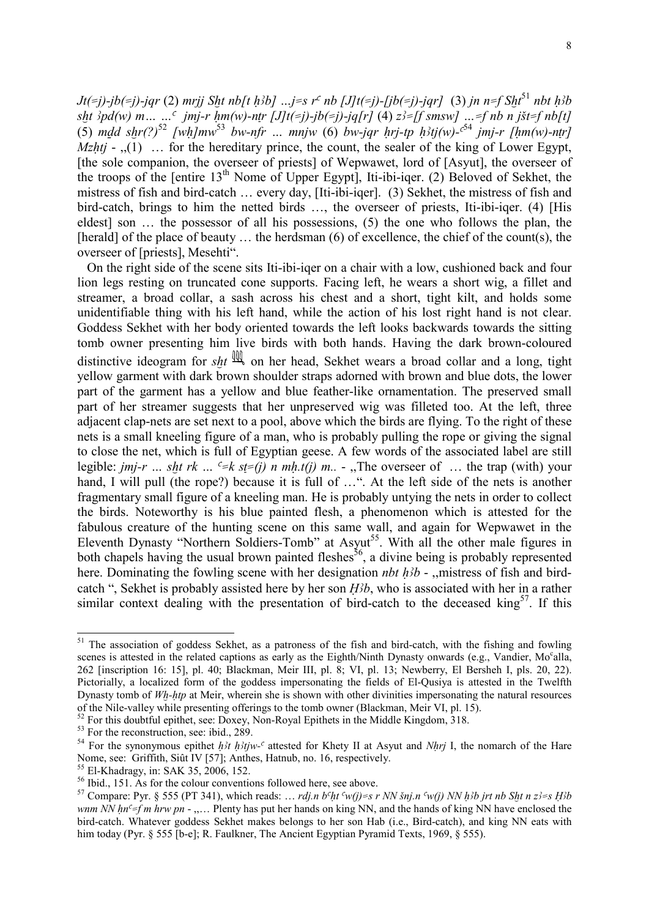*Jt(=j)-jb(=j)-jqr* (2) *mrjj Sḫt nb[t ḥ3b] ...j=s rᶜ nb [J]t(=j)-[jb(=j)-jqr]* (3) *jn n=f Sḫt*[51] *nbt ḥ3b sḫt 3pd(w) m... ...ᶜ jmj-r ḥm(w)-nṯr [J]t(=j)-jb(=j)-jq[r]* (4) *z3=[f smsw] ...=f nb n jšt=f nb[t]* (5) *mḏd sḫr(?)*[52] *[wḥ]mw*[53] *bw-nfr ... mnjw* (6) *bw-jqr ḥrj-tp ḥ3tj(w)-ᶜ*[54] *jmj-r [ḥm(w)-nṯr] Mzḥtj* - „(1) ... for the hereditary prince, the count, the sealer of the king of Lower Egypt, [the sole companion, the overseer of priests] of Wepwawet, lord of [Asyut], the overseer of the troops of the [entire 13th Nome of Upper Egypt], Iti-ibi-iqer. (2) Beloved of Sekhet, the mistress of fish and bird-catch ... every day, [Iti-ibi-iqer]. (3) Sekhet, the mistress of fish and bird-catch, brings to him the netted birds ..., the overseer of priests, Iti-ibi-iqer. (4) [His eldest] son ... the possessor of all his possessions, (5) the one who follows the plan, the [herald] of the place of beauty ... the herdsman (6) of excellence, the chief of the count(s), the overseer of [priests], Mesehti".

On the right side of the scene sits Iti-ibi-iqer on a chair with a low, cushioned back and four lion legs resting on truncated cone supports. Facing left, he wears a short wig, a fillet and streamer, a broad collar, a sash across his chest and a short, tight kilt, and holds some unidentifiable thing with his left hand, while the action of his lost right hand is not clear. Goddess Sekhet with her body oriented towards the left looks backwards towards the sitting tomb owner presenting him live birds with both hands. Having the dark brown-coloured distinctive ideogram for *sḫt* on her head, Sekhet wears a broad collar and a long, tight yellow garment with dark brown shoulder straps adorned with brown and blue dots, the lower part of the garment has a yellow and blue feather-like ornamentation. The preserved small part of her streamer suggests that her unpreserved wig was filleted too. At the left, three adjacent clap-nets are set next to a pool, above which the birds are flying. To the right of these nets is a small kneeling figure of a man, who is probably pulling the rope or giving the signal to close the net, which is full of Egyptian geese. A few words of the associated label are still legible: *jmj-r ... sḫt rk ... ᶜ=k sṯ=(j) n mḥ.t(j) m..* - „The overseer of ... the trap (with) your hand, I will pull (the rope?) because it is full of ...". At the left side of the nets is another fragmentary small figure of a kneeling man. He is probably untying the nets in order to collect the birds. Noteworthy is his blue painted flesh, a phenomenon which is attested for the fabulous creature of the hunting scene on this same wall, and again for Wepwawet in the Eleventh Dynasty "Northern Soldiers-Tomb" at Asyut[55]. With all the other male figures in both chapels having the usual brown painted fleshes[56], a divine being is probably represented here. Dominating the fowling scene with her designation *nbt ḥ3b* - „mistress of fish and bird-catch ", Sekhet is probably assisted here by her son *Ḥ3b*, who is associated with her in a rather similar context dealing with the presentation of bird-catch to the deceased king[57]. If this

---

[51] The association of goddess Sekhet, as a patroness of the fish and bird-catch, with the fishing and fowling scenes is attested in the related captions as early as the Eighth/Ninth Dynasty onwards (e.g., Vandier, Moᶜalla, 262 [inscription 16: 15], pl. 40; Blackman, Meir III, pl. 8; VI, pl. 13; Newberry, El Bersheh I, pls. 20, 22). Pictorially, a localized form of the goddess impersonating the fields of El-Qusiya is attested in the Twelfth Dynasty tomb of *Wḫ-ḥtp* at Meir, wherein she is shown with other divinities impersonating the natural resources of the Nile-valley while presenting offerings to the tomb owner (Blackman, Meir VI, pl. 15).

[52] For this doubtful epithet, see: Doxey, Non-Royal Epithets in the Middle Kingdom, 318.

[53] For the reconstruction, see: ibid., 289.

[54] For the synonymous epithet *ḥ3t ḥ3tjw-ᶜ* attested for Khety II at Asyut and *Nḥrj* I, the nomarch of the Hare Nome, see: Griffith, Siût IV [57]; Anthes, Hatnub, no. 16, respectively.

[55] El-Khadragy, in: SAK 35, 2006, 152.

[56] Ibid., 151. As for the colour conventions followed here, see above.

[57] Compare: Pyr. § 555 (PT 341), which reads: ... *rdj.n bᶜḥt ᶜw(j)=s r NN šnj.n ᶜw(j) NN ḥ3b jrt nb Sḫt n z3=s Ḥ3b wnm NN ḥnᶜ=f m hrw pn* - „... Plenty has put her hands on king NN, and the hands of king NN have enclosed the bird-catch. Whatever goddess Sekhet makes belongs to her son Hab (i.e., Bird-catch), and king NN eats with him today (Pyr. § 555 [b-e]; R. Faulkner, The Ancient Egyptian Pyramid Texts, 1969, § 555).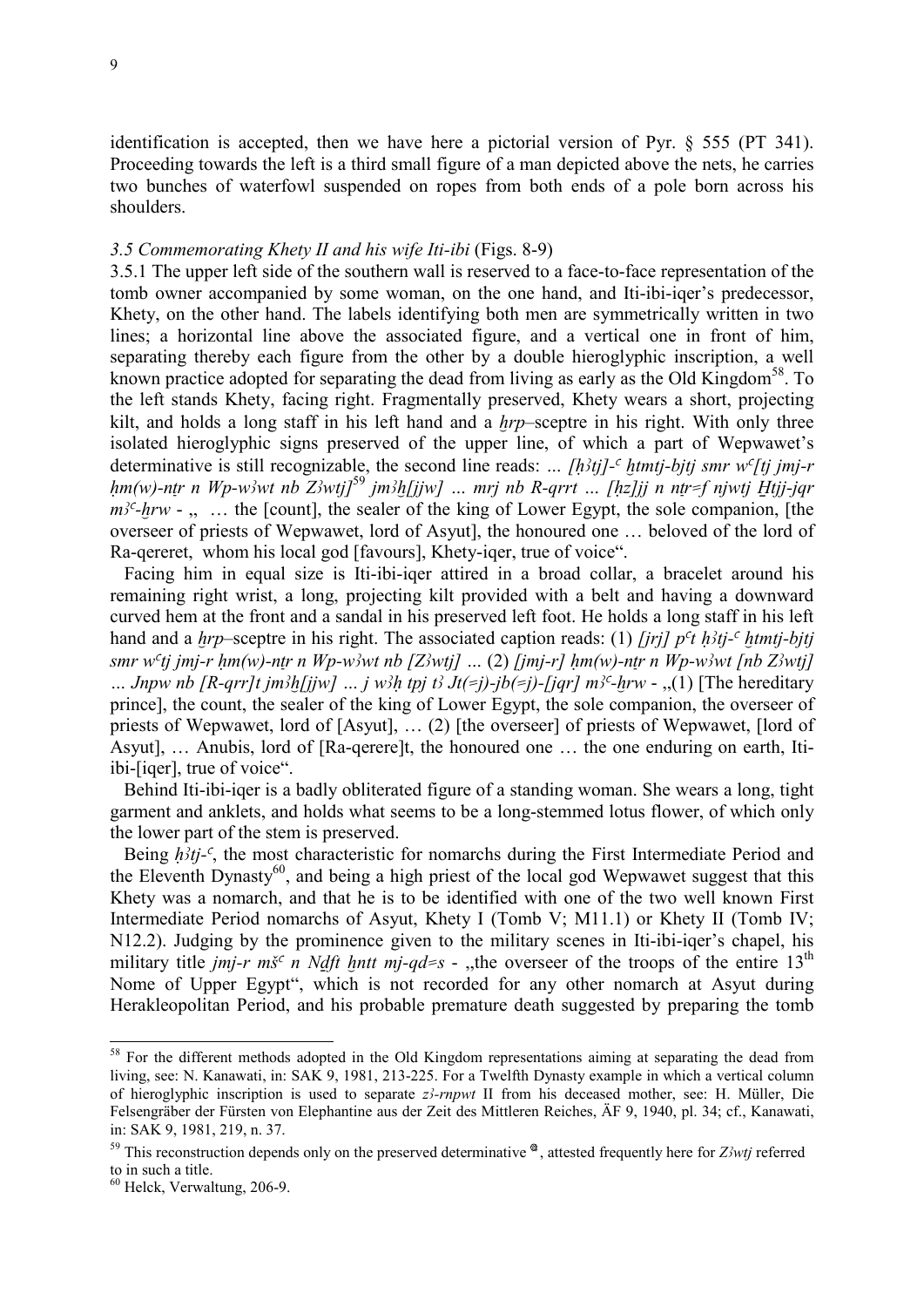identification is accepted, then we have here a pictorial version of Pyr. § 555 (PT 341). Proceeding towards the left is a third small figure of a man depicted above the nets, he carries two bunches of waterfowl suspended on ropes from both ends of a pole born across his shoulders.

### *3.5 Commemorating Khety II and his wife Iti-ibi* (Figs. 8-9)

3.5.1 The upper left side of the southern wall is reserved to a face-to-face representation of the tomb owner accompanied by some woman, on the one hand, and Iti-ibi-iqer's predecessor, Khety, on the other hand. The labels identifying both men are symmetrically written in two lines; a horizontal line above the associated figure, and a vertical one in front of him, separating thereby each figure from the other by a double hieroglyphic inscription, a well known practice adopted for separating the dead from living as early as the Old Kingdom[58]. To the left stands Khety, facing right. Fragmentally preserved, Khety wears a short, projecting kilt, and holds a long staff in his left hand and a *ḫrp*–sceptre in his right. With only three isolated hieroglyphic signs preserved of the upper line, of which a part of Wepwawet's determinative is still recognizable, the second line reads: *… [ḥ3tj]-ᶜ ḫtmtj-bjtj smr wᶜ[tj jmj-r ḥm(w)-nṯr n Wp-w3wt nb Z3wtj]*[59] *jm3ḫ[jjw] … mrj nb R-qrrt … [ḥz]jj n nṯr=f njwtj Ḫtjj-jqr m3ᶜ-ḫrw* - „ … the [count], the sealer of the king of Lower Egypt, the sole companion, [the overseer of priests of Wepwawet, lord of Asyut], the honoured one … beloved of the lord of Ra-qereret, whom his local god [favours], Khety-iqer, true of voice".

Facing him in equal size is Iti-ibi-iqer attired in a broad collar, a bracelet around his remaining right wrist, a long, projecting kilt provided with a belt and having a downward curved hem at the front and a sandal in his preserved left foot. He holds a long staff in his left hand and a *ḫrp*–sceptre in his right. The associated caption reads: (1) *[jrj] pᶜt ḥ3tj-ᶜ ḫtmtj-bjtj smr wᶜtj jmj-r ḥm(w)-nṯr n Wp-w3wt nb [Z3wtj] …* (2) *[jmj-r] ḥm(w)-nṯr n Wp-w3wt [nb Z3wtj] … Jnpw nb [R-qrr]t jm3ḫ[jjw] … j w3ḥ tpj t3 Jt(=j)-jb(=j)-[jqr] m3ᶜ-ḫrw* - „(1) [The hereditary prince], the count, the sealer of the king of Lower Egypt, the sole companion, the overseer of priests of Wepwawet, lord of [Asyut], … (2) [the overseer] of priests of Wepwawet, [lord of Asyut], … Anubis, lord of [Ra-qerere]t, the honoured one … the one enduring on earth, Iti-ibi-[iqer], true of voice".

Behind Iti-ibi-iqer is a badly obliterated figure of a standing woman. She wears a long, tight garment and anklets, and holds what seems to be a long-stemmed lotus flower, of which only the lower part of the stem is preserved.

Being *ḥ3tj-ᶜ*, the most characteristic for nomarchs during the First Intermediate Period and the Eleventh Dynasty[60], and being a high priest of the local god Wepwawet suggest that this Khety was a nomarch, and that he is to be identified with one of the two well known First Intermediate Period nomarchs of Asyut, Khety I (Tomb V; M11.1) or Khety II (Tomb IV; N12.2). Judging by the prominence given to the military scenes in Iti-ibi-iqer's chapel, his military title *jmj-r mšᶜ n Nḏft ḫntt mj-qd=s* - „the overseer of the troops of the entire 13th Nome of Upper Egypt", which is not recorded for any other nomarch at Asyut during Herakleopolitan Period, and his probable premature death suggested by preparing the tomb

---

[58] For the different methods adopted in the Old Kingdom representations aiming at separating the dead from living, see: N. Kanawati, in: SAK 9, 1981, 213-225. For a Twelfth Dynasty example in which a vertical column of hieroglyphic inscription is used to separate *z3-rnpwt* II from his deceased mother, see: H. Müller, Die Felsengräber der Fürsten von Elephantine aus der Zeit des Mittleren Reiches, ÄF 9, 1940, pl. 34; cf., Kanawati, in: SAK 9, 1981, 219, n. 37.

[59] This reconstruction depends only on the preserved determinative, attested frequently here for *Z3wtj* referred to in such a title.

[60] Helck, Verwaltung, 206-9.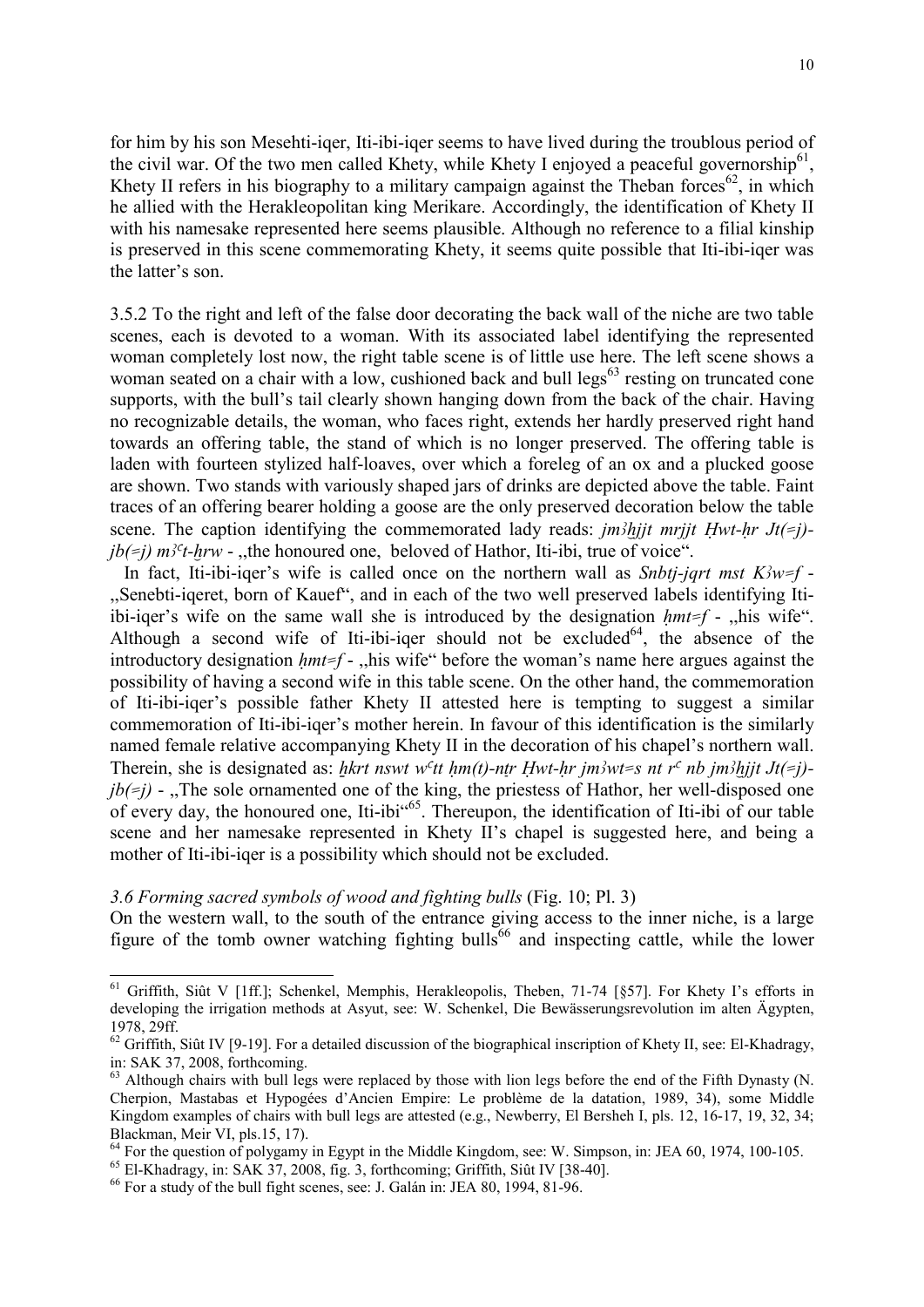for him by his son Mesehti-iqer, Iti-ibi-iqer seems to have lived during the troublous period of the civil war. Of the two men called Khety, while Khety I enjoyed a peaceful governorship[61], Khety II refers in his biography to a military campaign against the Theban forces[62], in which he allied with the Herakleopolitan king Merikare. Accordingly, the identification of Khety II with his namesake represented here seems plausible. Although no reference to a filial kinship is preserved in this scene commemorating Khety, it seems quite possible that Iti-ibi-iqer was the latter's son.

3.5.2 To the right and left of the false door decorating the back wall of the niche are two table scenes, each is devoted to a woman. With its associated label identifying the represented woman completely lost now, the right table scene is of little use here. The left scene shows a woman seated on a chair with a low, cushioned back and bull legs[63] resting on truncated cone supports, with the bull's tail clearly shown hanging down from the back of the chair. Having no recognizable details, the woman, who faces right, extends her hardly preserved right hand towards an offering table, the stand of which is no longer preserved. The offering table is laden with fourteen stylized half-loaves, over which a foreleg of an ox and a plucked goose are shown. Two stands with variously shaped jars of drinks are depicted above the table. Faint traces of an offering bearer holding a goose are the only preserved decoration below the table scene. The caption identifying the commemorated lady reads: *jmꜣḫjjt mrjjt Ḥwt-ḥr Jt(=j)-jb(=j) mꜣꜥt-ḫrw* - „the honoured one, beloved of Hathor, Iti-ibi, true of voice".

In fact, Iti-ibi-iqer's wife is called once on the northern wall as *Snbtj-jqrt mst Kꜣw=f* - „Senebti-iqeret, born of Kauef", and in each of the two well preserved labels identifying Iti-ibi-iqer's wife on the same wall she is introduced by the designation *ḥmt=f* - „his wife". Although a second wife of Iti-ibi-iqer should not be excluded[64], the absence of the introductory designation *ḥmt=f* - „his wife" before the woman's name here argues against the possibility of having a second wife in this table scene. On the other hand, the commemoration of Iti-ibi-iqer's possible father Khety II attested here is tempting to suggest a similar commemoration of Iti-ibi-iqer's mother herein. In favour of this identification is the similarly named female relative accompanying Khety II in the decoration of his chapel's northern wall. Therein, she is designated as: *ḫkrt nswt wꜥtt ḥm(t)-nṯr Ḥwt-ḥr jmꜣwt=s nt rꜥ nb jmꜣḫjjt Jt(=j)-jb(=j)* - „The sole ornamented one of the king, the priestess of Hathor, her well-disposed one of every day, the honoured one, Iti-ibi"[65]. Thereupon, the identification of Iti-ibi of our table scene and her namesake represented in Khety II's chapel is suggested here, and being a mother of Iti-ibi-iqer is a possibility which should not be excluded.

*3.6 Forming sacred symbols of wood and fighting bulls* (Fig. 10; Pl. 3)

On the western wall, to the south of the entrance giving access to the inner niche, is a large figure of the tomb owner watching fighting bulls[66] and inspecting cattle, while the lower

---

[61] Griffith, Siût V [1ff.]; Schenkel, Memphis, Herakleopolis, Theben, 71-74 [§57]. For Khety I's efforts in developing the irrigation methods at Asyut, see: W. Schenkel, Die Bewässerungsrevolution im alten Ägypten, 1978, 29ff.

[62] Griffith, Siût IV [9-19]. For a detailed discussion of the biographical inscription of Khety II, see: El-Khadragy, in: SAK 37, 2008, forthcoming.

[63] Although chairs with bull legs were replaced by those with lion legs before the end of the Fifth Dynasty (N. Cherpion, Mastabas et Hypogées d'Ancien Empire: Le problème de la datation, 1989, 34), some Middle Kingdom examples of chairs with bull legs are attested (e.g., Newberry, El Bersheh I, pls. 12, 16-17, 19, 32, 34; Blackman, Meir VI, pls.15, 17).

[64] For the question of polygamy in Egypt in the Middle Kingdom, see: W. Simpson, in: JEA 60, 1974, 100-105.

[65] El-Khadragy, in: SAK 37, 2008, fig. 3, forthcoming; Griffith, Siût IV [38-40].

[66] For a study of the bull fight scenes, see: J. Galán in: JEA 80, 1994, 81-96.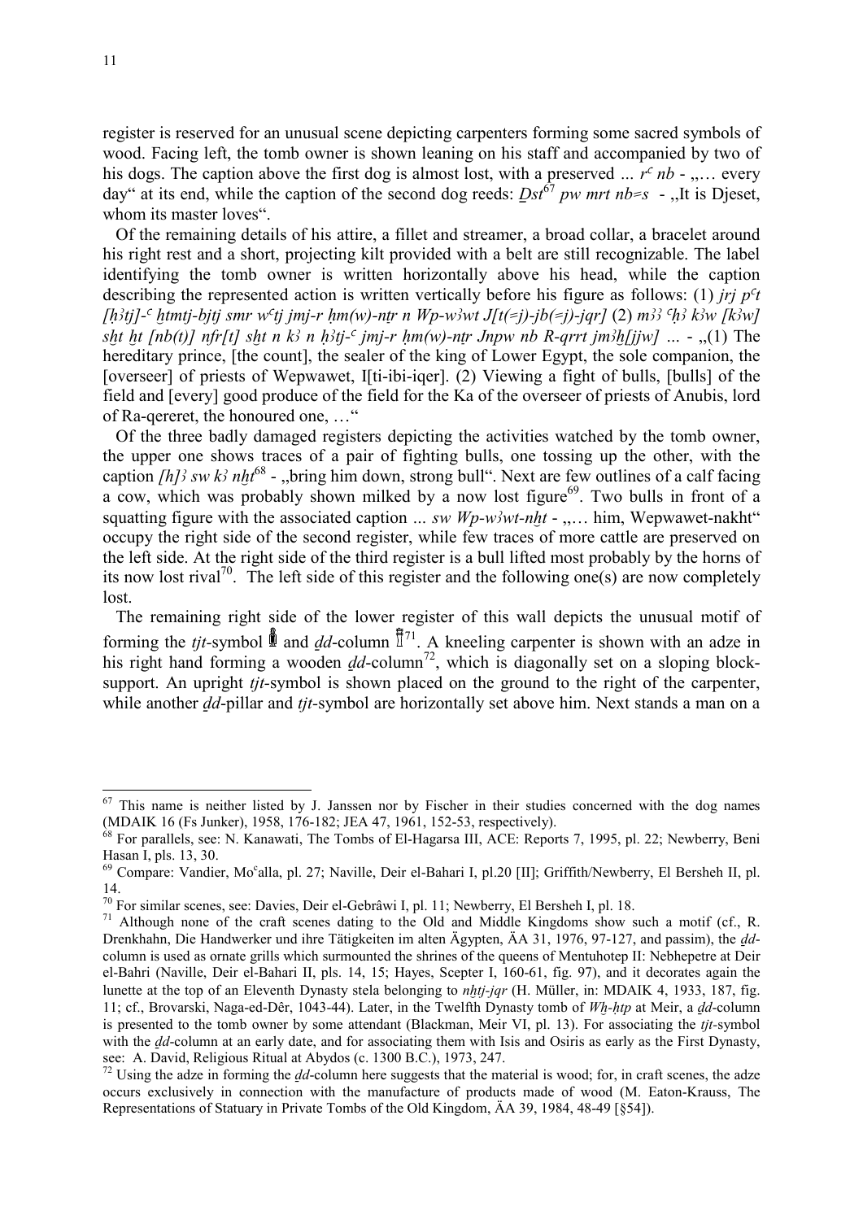register is reserved for an unusual scene depicting carpenters forming some sacred symbols of wood. Facing left, the tomb owner is shown leaning on his staff and accompanied by two of his dogs. The caption above the first dog is almost lost, with a preserved ... *rʿ nb* - „… every day" at its end, while the caption of the second dog reeds: *Ḏst*[67] *pw mrt nb=s* - „It is Djeset, whom its master loves".

Of the remaining details of his attire, a fillet and streamer, a broad collar, a bracelet around his right rest and a short, projecting kilt provided with a belt are still recognizable. The label identifying the tomb owner is written horizontally above his head, while the caption describing the represented action is written vertically before his figure as follows: (1) *jrj pʿt [ḥ3tj]-ʿ ḫtmtj-bjtj smr wʿtj jmj-r ḥm(w)-nṯr n Wp-w3wt J[t(=j)-jb(=j)-jqr]* (2) *m33 ʿḥ3 k3w [k3w] sḫt ḫt [nb(t)] nfr[t] sḫt n k3 n ḥ3tj-ʿ jmj-r ḥm(w)-nṯr Jnpw nb R-qrrt jm3ḫ[jjw]* ... - „(1) The hereditary prince, [the count], the sealer of the king of Lower Egypt, the sole companion, the [overseer] of priests of Wepwawet, I[ti-ibi-iqer]. (2) Viewing a fight of bulls, [bulls] of the field and [every] good produce of the field for the Ka of the overseer of priests of Anubis, lord of Ra-qereret, the honoured one, …"

Of the three badly damaged registers depicting the activities watched by the tomb owner, the upper one shows traces of a pair of fighting bulls, one tossing up the other, with the caption *[h]3 sw k3 nḫt*[68] - „bring him down, strong bull". Next are few outlines of a calf facing a cow, which was probably shown milked by a now lost figure[69]. Two bulls in front of a squatting figure with the associated caption ... *sw Wp-w3wt-nḫt* - „… him, Wepwawet-nakht" occupy the right side of the second register, while few traces of more cattle are preserved on the left side. At the right side of the third register is a bull lifted most probably by the horns of its now lost rival[70]. The left side of this register and the following one(s) are now completely lost.

The remaining right side of the lower register of this wall depicts the unusual motif of forming the *tjt*-symbol and *ḏd*-column[71]. A kneeling carpenter is shown with an adze in his right hand forming a wooden *ḏd*-column[72], which is diagonally set on a sloping block-support. An upright *tjt*-symbol is shown placed on the ground to the right of the carpenter, while another *ḏd*-pillar and *tjt*-symbol are horizontally set above him. Next stands a man on a

---

[67] This name is neither listed by J. Janssen nor by Fischer in their studies concerned with the dog names (MDAIK 16 (Fs Junker), 1958, 176-182; JEA 47, 1961, 152-53, respectively).

[68] For parallels, see: N. Kanawati, The Tombs of El-Hagarsa III, ACE: Reports 7, 1995, pl. 22; Newberry, Beni Hasan I, pls. 13, 30.

[69] Compare: Vandier, Moʿalla, pl. 27; Naville, Deir el-Bahari I, pl.20 [II]; Griffith/Newberry, El Bersheh II, pl. 14.

[70] For similar scenes, see: Davies, Deir el-Gebrâwi I, pl. 11; Newberry, El Bersheh I, pl. 18.

[71] Although none of the craft scenes dating to the Old and Middle Kingdoms show such a motif (cf., R. Drenkhahn, Die Handwerker und ihre Tätigkeiten im alten Ägypten, ÄA 31, 1976, 97-127, and passim), the *ḏd*-column is used as ornate grills which surmounted the shrines of the queens of Mentuhotep II: Nebhepetre at Deir el-Bahri (Naville, Deir el-Bahari II, pls. 14, 15; Hayes, Scepter I, 160-61, fig. 97), and it decorates again the lunette at the top of an Eleventh Dynasty stela belonging to *nḫtj-jqr* (H. Müller, in: MDAIK 4, 1933, 187, fig. 11; cf., Brovarski, Naga-ed-Dêr, 1043-44). Later, in the Twelfth Dynasty tomb of *Wḫ-ḥtp* at Meir, a *ḏd*-column is presented to the tomb owner by some attendant (Blackman, Meir VI, pl. 13). For associating the *tjt*-symbol with the *ḏd*-column at an early date, and for associating them with Isis and Osiris as early as the First Dynasty, see: A. David, Religious Ritual at Abydos (c. 1300 B.C.), 1973, 247.

[72] Using the adze in forming the *ḏd*-column here suggests that the material is wood; for, in craft scenes, the adze occurs exclusively in connection with the manufacture of products made of wood (M. Eaton-Krauss, The Representations of Statuary in Private Tombs of the Old Kingdom, ÄA 39, 1984, 48-49 [§54]).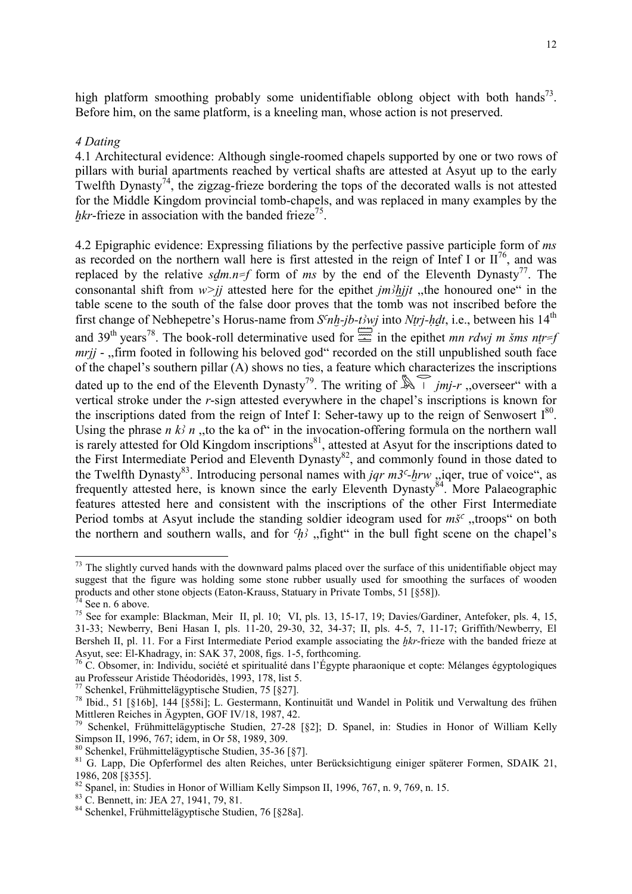high platform smoothing probably some unidentifiable oblong object with both hands[73]. Before him, on the same platform, is a kneeling man, whose action is not preserved.

*4 Dating*

4.1 Architectural evidence: Although single-roomed chapels supported by one or two rows of pillars with burial apartments reached by vertical shafts are attested at Asyut up to the early Twelfth Dynasty[74], the zigzag-frieze bordering the tops of the decorated walls is not attested for the Middle Kingdom provincial tomb-chapels, and was replaced in many examples by the *ḫkr*-frieze in association with the banded frieze[75].

4.2 Epigraphic evidence: Expressing filiations by the perfective passive participle form of *ms* as recorded on the northern wall here is first attested in the reign of Intef I or II[76], and was replaced by the relative *sḏm.n=f* form of *ms* by the end of the Eleventh Dynasty[77]. The consonantal shift from *w>jj* attested here for the epithet *jmꜣḫjjt* „the honoured one" in the table scene to the south of the false door proves that the tomb was not inscribed before the first change of Nebhepetre's Horus-name from *Sꜥnḫ-jb-tꜣwj* into *Nṯrj-ḥḏt*, i.e., between his 14th and 39th years[78]. The book-roll determinative used for [hieroglyph] in the epithet *mn rdwj m šms nṯr=f mrjj* - „firm footed in following his beloved god" recorded on the still unpublished south face of the chapel's southern pillar (A) shows no ties, a feature which characterizes the inscriptions dated up to the end of the Eleventh Dynasty[79]. The writing of [hieroglyph] *jmj-r* „overseer" with a vertical stroke under the *r*-sign attested everywhere in the chapel's inscriptions is known for the inscriptions dated from the reign of Intef I: Seher-tawy up to the reign of Senwosert I[80]. Using the phrase *n kꜣ n* „to the ka of" in the invocation-offering formula on the northern wall is rarely attested for Old Kingdom inscriptions[81], attested at Asyut for the inscriptions dated to the First Intermediate Period and Eleventh Dynasty[82], and commonly found in those dated to the Twelfth Dynasty[83]. Introducing personal names with *jqr mꜣꜥ-ḫrw* „iqer, true of voice", as frequently attested here, is known since the early Eleventh Dynasty[84]. More Palaeographic features attested here and consistent with the inscriptions of the other First Intermediate Period tombs at Asyut include the standing soldier ideogram used for *mšꜥ* „troops" on both the northern and southern walls, and for *ꜥḥꜣ* „fight" in the bull fight scene on the chapel's

---

[73] The slightly curved hands with the downward palms placed over the surface of this unidentifiable object may suggest that the figure was holding some stone rubber usually used for smoothing the surfaces of wooden products and other stone objects (Eaton-Krauss, Statuary in Private Tombs, 51 [§58]).

[74] See n. 6 above.

[75] See for example: Blackman, Meir II, pl. 10; VI, pls. 13, 15-17, 19; Davies/Gardiner, Antefoker, pls. 4, 15, 31-33; Newberry, Beni Hasan I, pls. 11-20, 29-30, 32, 34-37; II, pls. 4-5, 7, 11-17; Griffith/Newberry, El Bersheh II, pl. 11. For a First Intermediate Period example associating the *ḫkr*-frieze with the banded frieze at Asyut, see: El-Khadragy, in: SAK 37, 2008, figs. 1-5, forthcoming.

[76] C. Obsomer, in: Individu, société et spiritualité dans l'Égypte pharaonique et copte: Mélanges égyptologiques au Professeur Aristide Théodoridès, 1993, 178, list 5.

[77] Schenkel, Frühmittelägyptische Studien, 75 [§27].

[78] Ibid., 51 [§16b], 144 [§58i]; L. Gestermann, Kontinuität und Wandel in Politik und Verwaltung des frühen Mittleren Reiches in Ägypten, GOF IV/18, 1987, 42.

[79] Schenkel, Frühmittelägyptische Studien, 27-28 [§2]; D. Spanel, in: Studies in Honor of William Kelly Simpson II, 1996, 767; idem, in Or 58, 1989, 309.

[80] Schenkel, Frühmittelägyptische Studien, 35-36 [§7].

[81] G. Lapp, Die Opferformel des alten Reiches, unter Berücksichtigung einiger späterer Formen, SDAIK 21, 1986, 208 [§355].

[82] Spanel, in: Studies in Honor of William Kelly Simpson II, 1996, 767, n. 9, 769, n. 15.

[83] C. Bennett, in: JEA 27, 1941, 79, 81.

[84] Schenkel, Frühmittelägyptische Studien, 76 [§28a].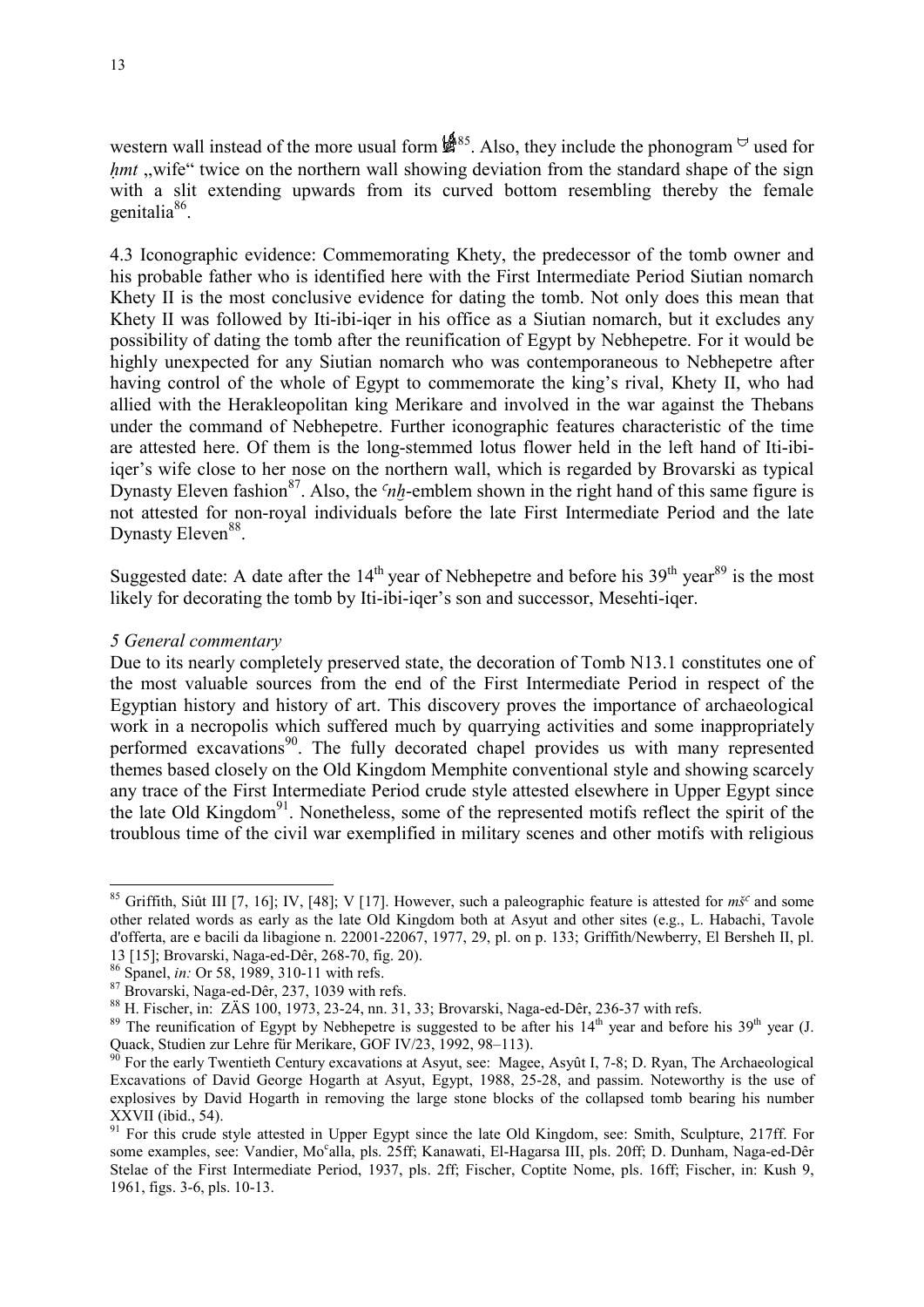western wall instead of the more usual form 𓀀[85]. Also, they include the phonogram 𓎟 used for *ḥmt* „wife" twice on the northern wall showing deviation from the standard shape of the sign with a slit extending upwards from its curved bottom resembling thereby the female genitalia[86].

4.3 Iconographic evidence: Commemorating Khety, the predecessor of the tomb owner and his probable father who is identified here with the First Intermediate Period Siutian nomarch Khety II is the most conclusive evidence for dating the tomb. Not only does this mean that Khety II was followed by Iti-ibi-iqer in his office as a Siutian nomarch, but it excludes any possibility of dating the tomb after the reunification of Egypt by Nebhepetre. For it would be highly unexpected for any Siutian nomarch who was contemporaneous to Nebhepetre after having control of the whole of Egypt to commemorate the king's rival, Khety II, who had allied with the Herakleopolitan king Merikare and involved in the war against the Thebans under the command of Nebhepetre. Further iconographic features characteristic of the time are attested here. Of them is the long-stemmed lotus flower held in the left hand of Iti-ibi-iqer's wife close to her nose on the northern wall, which is regarded by Brovarski as typical Dynasty Eleven fashion[87]. Also, the *ꜥnḫ*-emblem shown in the right hand of this same figure is not attested for non-royal individuals before the late First Intermediate Period and the late Dynasty Eleven[88].

Suggested date: A date after the 14th year of Nebhepetre and before his 39th year[89] is the most likely for decorating the tomb by Iti-ibi-iqer's son and successor, Mesehti-iqer.

*5 General commentary*

Due to its nearly completely preserved state, the decoration of Tomb N13.1 constitutes one of the most valuable sources from the end of the First Intermediate Period in respect of the Egyptian history and history of art. This discovery proves the importance of archaeological work in a necropolis which suffered much by quarrying activities and some inappropriately performed excavations[90]. The fully decorated chapel provides us with many represented themes based closely on the Old Kingdom Memphite conventional style and showing scarcely any trace of the First Intermediate Period crude style attested elsewhere in Upper Egypt since the late Old Kingdom[91]. Nonetheless, some of the represented motifs reflect the spirit of the troublous time of the civil war exemplified in military scenes and other motifs with religious

---

[85] Griffith, Siût III [7, 16]; IV, [48]; V [17]. However, such a paleographic feature is attested for *mšꜥ* and some other related words as early as the late Old Kingdom both at Asyut and other sites (e.g., L. Habachi, Tavole d'offerta, are e bacili da libagione n. 22001-22067, 1977, 29, pl. on p. 133; Griffith/Newberry, El Bersheh II, pl. 13 [15]; Brovarski, Naga-ed-Dêr, 268-70, fig. 20).

[86] Spanel, *in:* Or 58, 1989, 310-11 with refs.

[87] Brovarski, Naga-ed-Dêr, 237, 1039 with refs.

[88] H. Fischer, in: ZÄS 100, 1973, 23-24, nn. 31, 33; Brovarski, Naga-ed-Dêr, 236-37 with refs.

[89] The reunification of Egypt by Nebhepetre is suggested to be after his 14th year and before his 39th year (J. Quack, Studien zur Lehre für Merikare, GOF IV/23, 1992, 98–113).

[90] For the early Twentieth Century excavations at Asyut, see: Magee, Asyût I, 7-8; D. Ryan, The Archaeological Excavations of David George Hogarth at Asyut, Egypt, 1988, 25-28, and passim. Noteworthy is the use of explosives by David Hogarth in removing the large stone blocks of the collapsed tomb bearing his number XXVII (ibid., 54).

[91] For this crude style attested in Upper Egypt since the late Old Kingdom, see: Smith, Sculpture, 217ff. For some examples, see: Vandier, Moꜥalla, pls. 25ff; Kanawati, El-Hagarsa III, pls. 20ff; D. Dunham, Naga-ed-Dêr Stelae of the First Intermediate Period, 1937, pls. 2ff; Fischer, Coptite Nome, pls. 16ff; Fischer, in: Kush 9, 1961, figs. 3-6, pls. 10-13.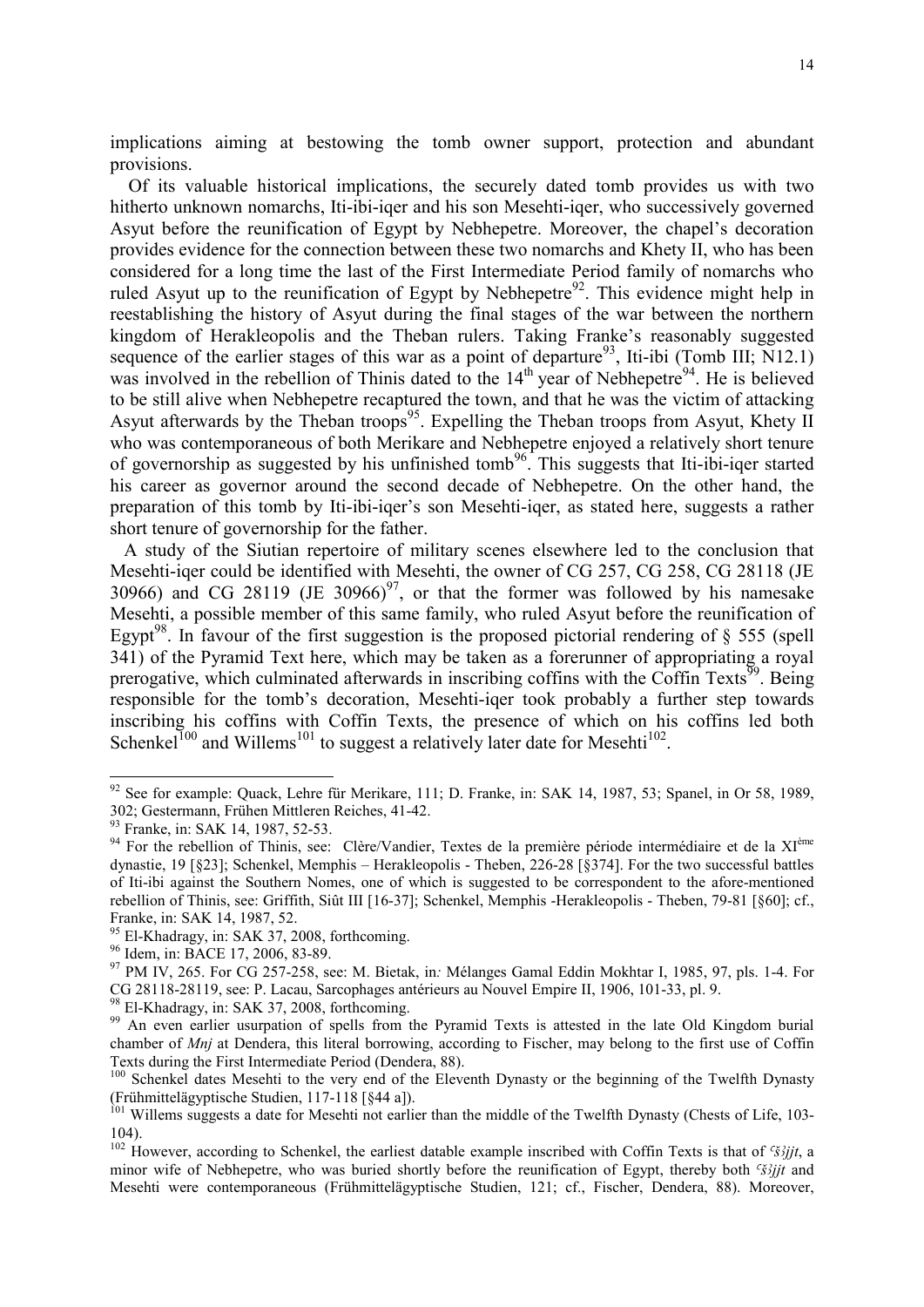implications aiming at bestowing the tomb owner support, protection and abundant provisions.

Of its valuable historical implications, the securely dated tomb provides us with two hitherto unknown nomarchs, Iti-ibi-iqer and his son Mesehti-iqer, who successively governed Asyut before the reunification of Egypt by Nebhepetre. Moreover, the chapel's decoration provides evidence for the connection between these two nomarchs and Khety II, who has been considered for a long time the last of the First Intermediate Period family of nomarchs who ruled Asyut up to the reunification of Egypt by Nebhepetre[92]. This evidence might help in reestablishing the history of Asyut during the final stages of the war between the northern kingdom of Herakleopolis and the Theban rulers. Taking Franke's reasonably suggested sequence of the earlier stages of this war as a point of departure[93], Iti-ibi (Tomb III; N12.1) was involved in the rebellion of Thinis dated to the 14th year of Nebhepetre[94]. He is believed to be still alive when Nebhepetre recaptured the town, and that he was the victim of attacking Asyut afterwards by the Theban troops[95]. Expelling the Theban troops from Asyut, Khety II who was contemporaneous of both Merikare and Nebhepetre enjoyed a relatively short tenure of governorship as suggested by his unfinished tomb[96]. This suggests that Iti-ibi-iqer started his career as governor around the second decade of Nebhepetre. On the other hand, the preparation of this tomb by Iti-ibi-iqer's son Mesehti-iqer, as stated here, suggests a rather short tenure of governorship for the father.

A study of the Siutian repertoire of military scenes elsewhere led to the conclusion that Mesehti-iqer could be identified with Mesehti, the owner of CG 257, CG 258, CG 28118 (JE 30966) and CG 28119 (JE 30966)[97], or that the former was followed by his namesake Mesehti, a possible member of this same family, who ruled Asyut before the reunification of Egypt[98]. In favour of the first suggestion is the proposed pictorial rendering of § 555 (spell 341) of the Pyramid Text here, which may be taken as a forerunner of appropriating a royal prerogative, which culminated afterwards in inscribing coffins with the Coffin Texts[99]. Being responsible for the tomb's decoration, Mesehti-iqer took probably a further step towards inscribing his coffins with Coffin Texts, the presence of which on his coffins led both Schenkel[100] and Willems[101] to suggest a relatively later date for Mesehti[102].

---

[92] See for example: Quack, Lehre für Merikare, 111; D. Franke, in: SAK 14, 1987, 53; Spanel, in Or 58, 1989, 302; Gestermann, Frühen Mittleren Reiches, 41-42.

[93] Franke, in: SAK 14, 1987, 52-53.

[94] For the rebellion of Thinis, see: Clère/Vandier, Textes de la première période intermédiaire et de la XIème dynastie, 19 [§23]; Schenkel, Memphis – Herakleopolis - Theben, 226-28 [§374]. For the two successful battles of Iti-ibi against the Southern Nomes, one of which is suggested to be correspondent to the afore-mentioned rebellion of Thinis, see: Griffith, Siût III [16-37]; Schenkel, Memphis -Herakleopolis - Theben, 79-81 [§60]; cf., Franke, in: SAK 14, 1987, 52.

[95] El-Khadragy, in: SAK 37, 2008, forthcoming.

[96] Idem, in: BACE 17, 2006, 83-89.

[97] PM IV, 265. For CG 257-258, see: M. Bietak, in*:* Mélanges Gamal Eddin Mokhtar I, 1985, 97, pls. 1-4. For CG 28118-28119, see: P. Lacau, Sarcophages antérieurs au Nouvel Empire II, 1906, 101-33, pl. 9.

[98] El-Khadragy, in: SAK 37, 2008, forthcoming.

[99] An even earlier usurpation of spells from the Pyramid Texts is attested in the late Old Kingdom burial chamber of *Mnj* at Dendera, this literal borrowing, according to Fischer, may belong to the first use of Coffin Texts during the First Intermediate Period (Dendera, 88).

[100] Schenkel dates Mesehti to the very end of the Eleventh Dynasty or the beginning of the Twelfth Dynasty (Frühmittelägyptische Studien, 117-118 [§44 a]).

[101] Willems suggests a date for Mesehti not earlier than the middle of the Twelfth Dynasty (Chests of Life, 103-104).

[102] However, according to Schenkel, the earliest datable example inscribed with Coffin Texts is that of *ꜥšꜣjjt*, a minor wife of Nebhepetre, who was buried shortly before the reunification of Egypt, thereby both *ꜥšꜣjjt* and Mesehti were contemporaneous (Frühmittelägyptische Studien, 121; cf., Fischer, Dendera, 88). Moreover,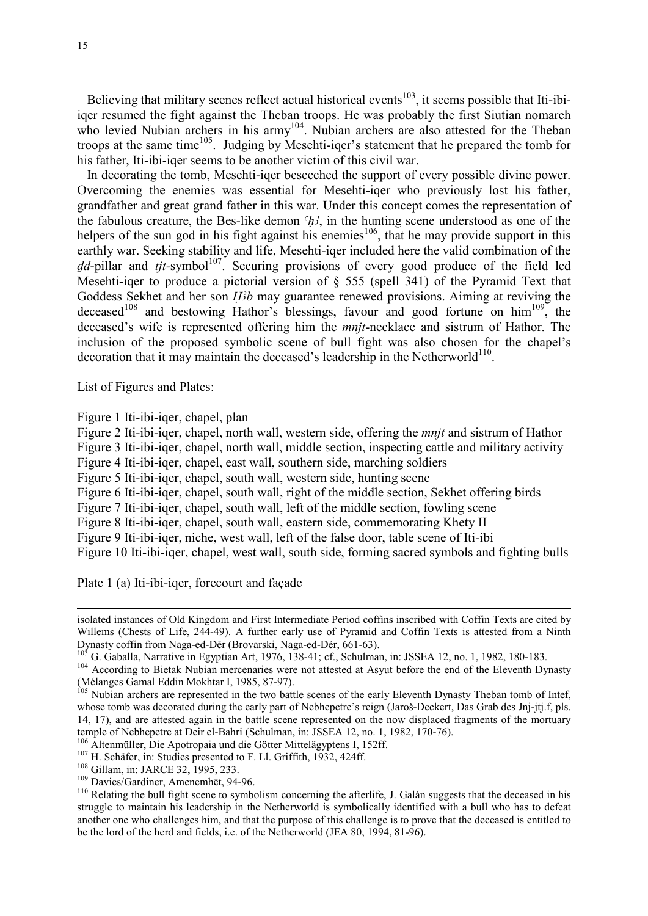Believing that military scenes reflect actual historical events[103], it seems possible that Iti-ibi-iqer resumed the fight against the Theban troops. He was probably the first Siutian nomarch who levied Nubian archers in his army[104]. Nubian archers are also attested for the Theban troops at the same time[105]. Judging by Mesehti-iqer's statement that he prepared the tomb for his father, Iti-ibi-iqer seems to be another victim of this civil war.

In decorating the tomb, Mesehti-iqer beseeched the support of every possible divine power. Overcoming the enemies was essential for Mesehti-iqer who previously lost his father, grandfather and great grand father in this war. Under this concept comes the representation of the fabulous creature, the Bes-like demon *ꜥḥꜣ*, in the hunting scene understood as one of the helpers of the sun god in his fight against his enemies[106], that he may provide support in this earthly war. Seeking stability and life, Mesehti-iqer included here the valid combination of the *ḏd*-pillar and *tjt*-symbol[107]. Securing provisions of every good produce of the field led Mesehti-iqer to produce a pictorial version of § 555 (spell 341) of the Pyramid Text that Goddess Sekhet and her son *Ḥꜣb* may guarantee renewed provisions. Aiming at reviving the deceased[108] and bestowing Hathor's blessings, favour and good fortune on him[109], the deceased's wife is represented offering him the *mnjt*-necklace and sistrum of Hathor. The inclusion of the proposed symbolic scene of bull fight was also chosen for the chapel's decoration that it may maintain the deceased's leadership in the Netherworld[110].

List of Figures and Plates:

Figure 1 Iti-ibi-iqer, chapel, plan
Figure 2 Iti-ibi-iqer, chapel, north wall, western side, offering the *mnjt* and sistrum of Hathor
Figure 3 Iti-ibi-iqer, chapel, north wall, middle section, inspecting cattle and military activity
Figure 4 Iti-ibi-iqer, chapel, east wall, southern side, marching soldiers
Figure 5 Iti-ibi-iqer, chapel, south wall, western side, hunting scene
Figure 6 Iti-ibi-iqer, chapel, south wall, right of the middle section, Sekhet offering birds
Figure 7 Iti-ibi-iqer, chapel, south wall, left of the middle section, fowling scene
Figure 8 Iti-ibi-iqer, chapel, south wall, eastern side, commemorating Khety II
Figure 9 Iti-ibi-iqer, niche, west wall, left of the false door, table scene of Iti-ibi
Figure 10 Iti-ibi-iqer, chapel, west wall, south side, forming sacred symbols and fighting bulls

Plate 1 (a) Iti-ibi-iqer, forecourt and façade

---

isolated instances of Old Kingdom and First Intermediate Period coffins inscribed with Coffin Texts are cited by Willems (Chests of Life, 244-49). A further early use of Pyramid and Coffin Texts is attested from a Ninth Dynasty coffin from Naga-ed-Dêr (Brovarski, Naga-ed-Dêr, 661-63).

[103] G. Gaballa, Narrative in Egyptian Art, 1976, 138-41; cf., Schulman, in: JSSEA 12, no. 1, 1982, 180-183.

[104] According to Bietak Nubian mercenaries were not attested at Asyut before the end of the Eleventh Dynasty (Mélanges Gamal Eddin Mokhtar I, 1985, 87-97).

[105] Nubian archers are represented in the two battle scenes of the early Eleventh Dynasty Theban tomb of Intef, whose tomb was decorated during the early part of Nebhepetre's reign (Jaroš-Deckert, Das Grab des Jnj-jtj.f, pls. 14, 17), and are attested again in the battle scene represented on the now displaced fragments of the mortuary temple of Nebhepetre at Deir el-Bahri (Schulman, in: JSSEA 12, no. 1, 1982, 170-76).

[106] Altenmüller, Die Apotropaia und die Götter Mittelägyptens I, 152ff.

[107] H. Schäfer, in: Studies presented to F. Ll. Griffith, 1932, 424ff.

[108] Gillam, in: JARCE 32, 1995, 233.

[109] Davies/Gardiner, Amenemhēt, 94-96.

[110] Relating the bull fight scene to symbolism concerning the afterlife, J. Galán suggests that the deceased in his struggle to maintain his leadership in the Netherworld is symbolically identified with a bull who has to defeat another one who challenges him, and that the purpose of this challenge is to prove that the deceased is entitled to be the lord of the herd and fields, i.e. of the Netherworld (JEA 80, 1994, 81-96).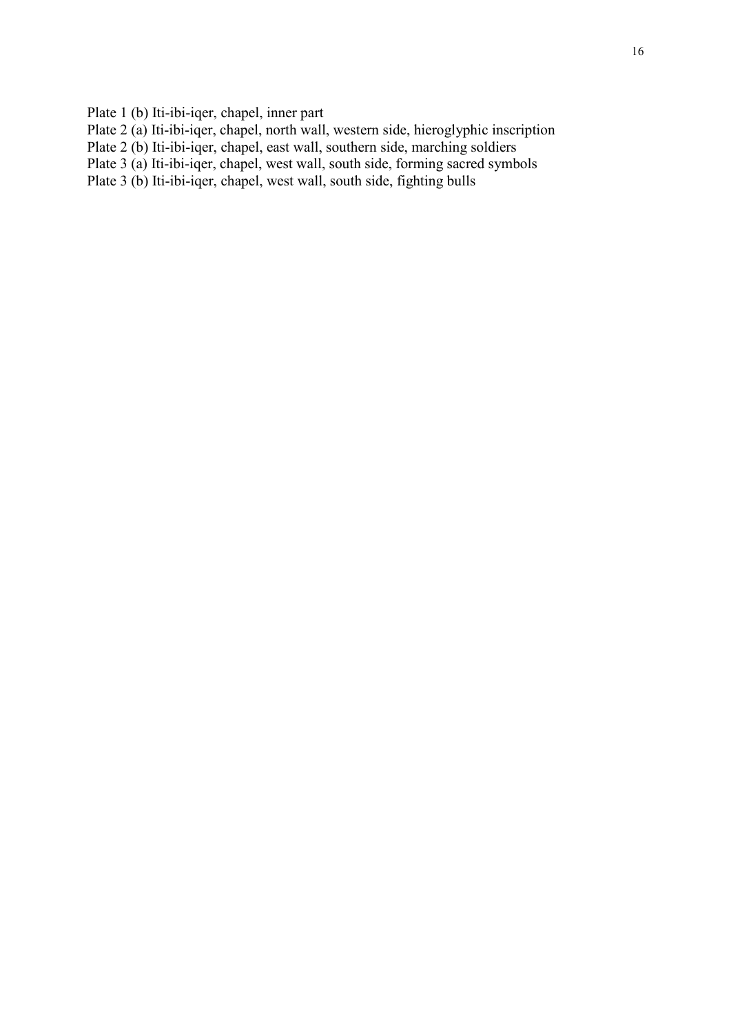Plate 1 (b) Iti-ibi-iqer, chapel, inner part
Plate 2 (a) Iti-ibi-iqer, chapel, north wall, western side, hieroglyphic inscription
Plate 2 (b) Iti-ibi-iqer, chapel, east wall, southern side, marching soldiers
Plate 3 (a) Iti-ibi-iqer, chapel, west wall, south side, forming sacred symbols
Plate 3 (b) Iti-ibi-iqer, chapel, west wall, south side, fighting bulls